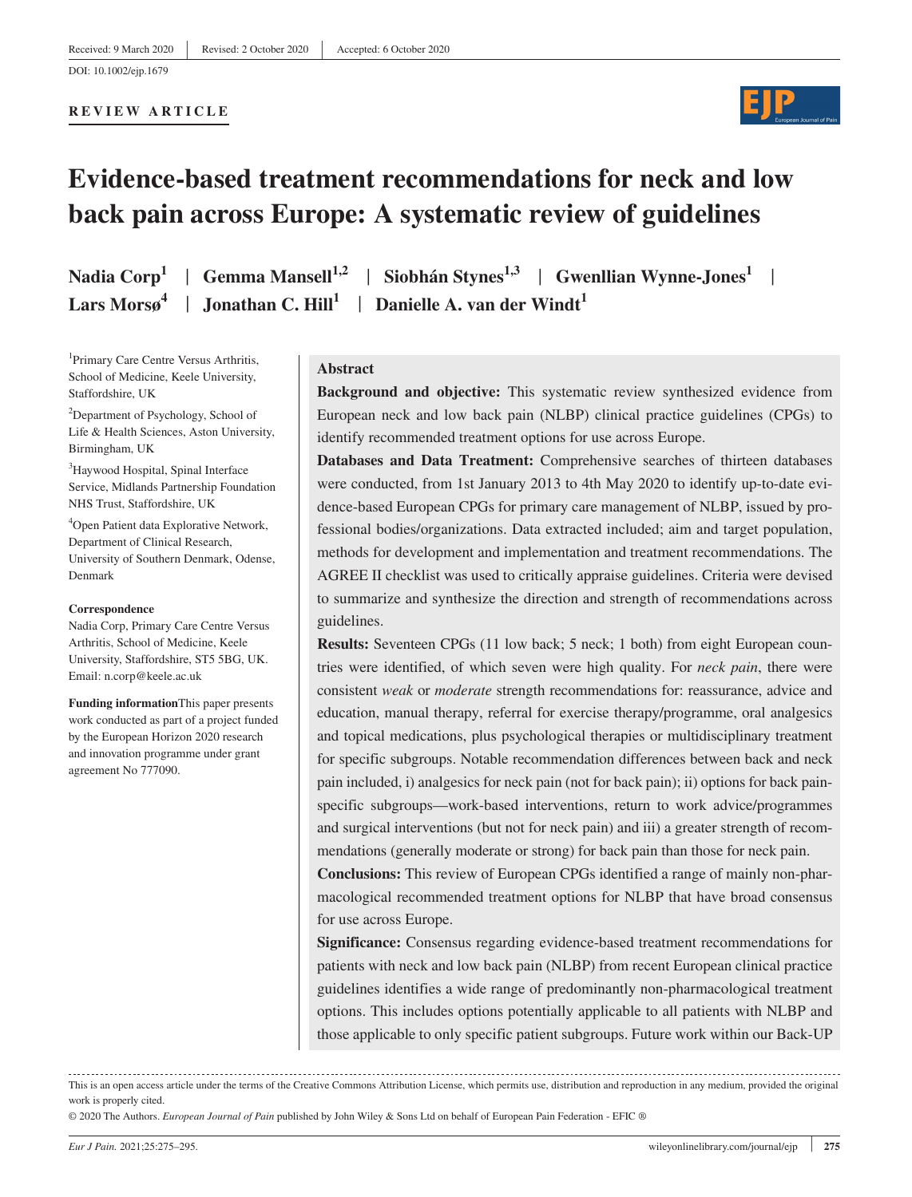Received: 9 March 2020 | Revised: 2 October 2020 | Accepted: 6 October 2020

DOI: 10.1002/ejp.1679

**REVIEW ARTICLE**

# Evidence-based treatment recommendations for neck and low back pain across Europe: A systematic review of guidelines

**Nadia Corp[1] | Gemma Mansell[1,2] | Siobhán Stynes[1,3] | Gwenllian Wynne-Jones[1] | Lars Morsø[4] | Jonathan C. Hill[1] | Danielle A. van der Windt[1]**

[1]Primary Care Centre Versus Arthritis, School of Medicine, Keele University, Staffordshire, UK

[2]Department of Psychology, School of Life & Health Sciences, Aston University, Birmingham, UK

[3]Haywood Hospital, Spinal Interface Service, Midlands Partnership Foundation NHS Trust, Staffordshire, UK

[4]Open Patient data Explorative Network, Department of Clinical Research, University of Southern Denmark, Odense, Denmark

**Correspondence**
Nadia Corp, Primary Care Centre Versus Arthritis, School of Medicine, Keele University, Staffordshire, ST5 5BG, UK.
Email: n.corp@keele.ac.uk

**Funding information** This paper presents work conducted as part of a project funded by the European Horizon 2020 research and innovation programme under grant agreement No 777090.

## Abstract

**Background and objective:** This systematic review synthesized evidence from European neck and low back pain (NLBP) clinical practice guidelines (CPGs) to identify recommended treatment options for use across Europe.

**Databases and Data Treatment:** Comprehensive searches of thirteen databases were conducted, from 1st January 2013 to 4th May 2020 to identify up-to-date evidence-based European CPGs for primary care management of NLBP, issued by professional bodies/organizations. Data extracted included; aim and target population, methods for development and implementation and treatment recommendations. The AGREE II checklist was used to critically appraise guidelines. Criteria were devised to summarize and synthesize the direction and strength of recommendations across guidelines.

**Results:** Seventeen CPGs (11 low back; 5 neck; 1 both) from eight European countries were identified, of which seven were high quality. For *neck pain*, there were consistent *weak* or *moderate* strength recommendations for: reassurance, advice and education, manual therapy, referral for exercise therapy/programme, oral analgesics and topical medications, plus psychological therapies or multidisciplinary treatment for specific subgroups. Notable recommendation differences between back and neck pain included, i) analgesics for neck pain (not for back pain); ii) options for back pain-specific subgroups—work-based interventions, return to work advice/programmes and surgical interventions (but not for neck pain) and iii) a greater strength of recommendations (generally moderate or strong) for back pain than those for neck pain.

**Conclusions:** This review of European CPGs identified a range of mainly non-pharmacological recommended treatment options for NLBP that have broad consensus for use across Europe.

**Significance:** Consensus regarding evidence-based treatment recommendations for patients with neck and low back pain (NLBP) from recent European clinical practice guidelines identifies a wide range of predominantly non-pharmacological treatment options. This includes options potentially applicable to all patients with NLBP and those applicable to only specific patient subgroups. Future work within our Back-UP

---

This is an open access article under the terms of the Creative Commons Attribution License, which permits use, distribution and reproduction in any medium, provided the original work is properly cited.

© 2020 The Authors. *European Journal of Pain* published by John Wiley & Sons Ltd on behalf of European Pain Federation - EFIC ®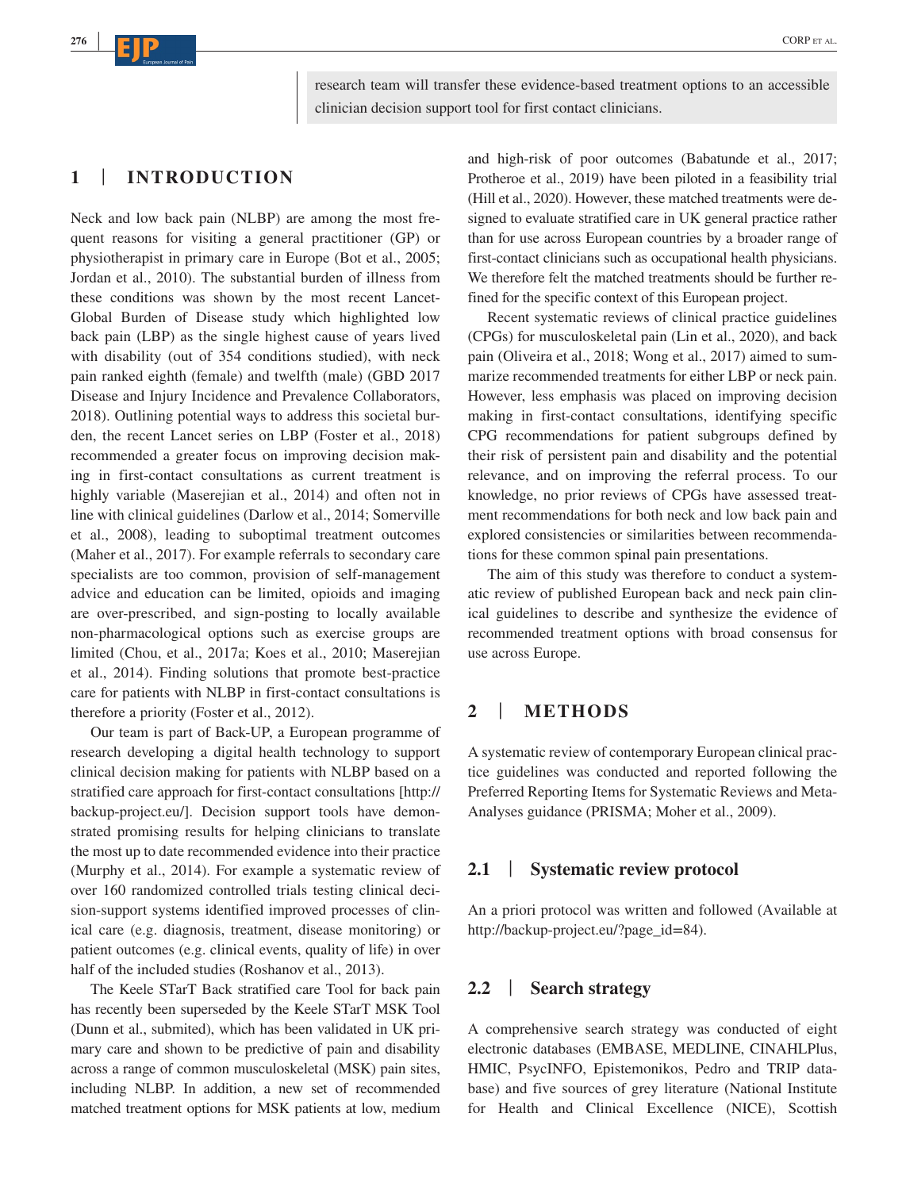research team will transfer these evidence-based treatment options to an accessible clinician decision support tool for first contact clinicians.

## 1 | INTRODUCTION

Neck and low back pain (NLBP) are among the most frequent reasons for visiting a general practitioner (GP) or physiotherapist in primary care in Europe (Bot et al., 2005; Jordan et al., 2010). The substantial burden of illness from these conditions was shown by the most recent Lancet-Global Burden of Disease study which highlighted low back pain (LBP) as the single highest cause of years lived with disability (out of 354 conditions studied), with neck pain ranked eighth (female) and twelfth (male) (GBD 2017 Disease and Injury Incidence and Prevalence Collaborators, 2018). Outlining potential ways to address this societal burden, the recent Lancet series on LBP (Foster et al., 2018) recommended a greater focus on improving decision making in first-contact consultations as current treatment is highly variable (Maserejian et al., 2014) and often not in line with clinical guidelines (Darlow et al., 2014; Somerville et al., 2008), leading to suboptimal treatment outcomes (Maher et al., 2017). For example referrals to secondary care specialists are too common, provision of self-management advice and education can be limited, opioids and imaging are over-prescribed, and sign-posting to locally available non-pharmacological options such as exercise groups are limited (Chou, et al., 2017a; Koes et al., 2010; Maserejian et al., 2014). Finding solutions that promote best-practice care for patients with NLBP in first-contact consultations is therefore a priority (Foster et al., 2012).

Our team is part of Back-UP, a European programme of research developing a digital health technology to support clinical decision making for patients with NLBP based on a stratified care approach for first-contact consultations [http://backup-project.eu/]. Decision support tools have demonstrated promising results for helping clinicians to translate the most up to date recommended evidence into their practice (Murphy et al., 2014). For example a systematic review of over 160 randomized controlled trials testing clinical decision-support systems identified improved processes of clinical care (e.g. diagnosis, treatment, disease monitoring) or patient outcomes (e.g. clinical events, quality of life) in over half of the included studies (Roshanov et al., 2013).

The Keele STarT Back stratified care Tool for back pain has recently been superseded by the Keele STarT MSK Tool (Dunn et al., submited), which has been validated in UK primary care and shown to be predictive of pain and disability across a range of common musculoskeletal (MSK) pain sites, including NLBP. In addition, a new set of recommended matched treatment options for MSK patients at low, medium and high-risk of poor outcomes (Babatunde et al., 2017; Protheroe et al., 2019) have been piloted in a feasibility trial (Hill et al., 2020). However, these matched treatments were designed to evaluate stratified care in UK general practice rather than for use across European countries by a broader range of first-contact clinicians such as occupational health physicians. We therefore felt the matched treatments should be further refined for the specific context of this European project.

Recent systematic reviews of clinical practice guidelines (CPGs) for musculoskeletal pain (Lin et al., 2020), and back pain (Oliveira et al., 2018; Wong et al., 2017) aimed to summarize recommended treatments for either LBP or neck pain. However, less emphasis was placed on improving decision making in first-contact consultations, identifying specific CPG recommendations for patient subgroups defined by their risk of persistent pain and disability and the potential relevance, and on improving the referral process. To our knowledge, no prior reviews of CPGs have assessed treatment recommendations for both neck and low back pain and explored consistencies or similarities between recommendations for these common spinal pain presentations.

The aim of this study was therefore to conduct a systematic review of published European back and neck pain clinical guidelines to describe and synthesize the evidence of recommended treatment options with broad consensus for use across Europe.

## 2 | METHODS

A systematic review of contemporary European clinical practice guidelines was conducted and reported following the Preferred Reporting Items for Systematic Reviews and Meta-Analyses guidance (PRISMA; Moher et al., 2009).

### 2.1 | Systematic review protocol

An a priori protocol was written and followed (Available at http://backup-project.eu/?page_id=84).

### 2.2 | Search strategy

A comprehensive search strategy was conducted of eight electronic databases (EMBASE, MEDLINE, CINAHLPlus, HMIC, PsycINFO, Epistemonikos, Pedro and TRIP database) and five sources of grey literature (National Institute for Health and Clinical Excellence (NICE), Scottish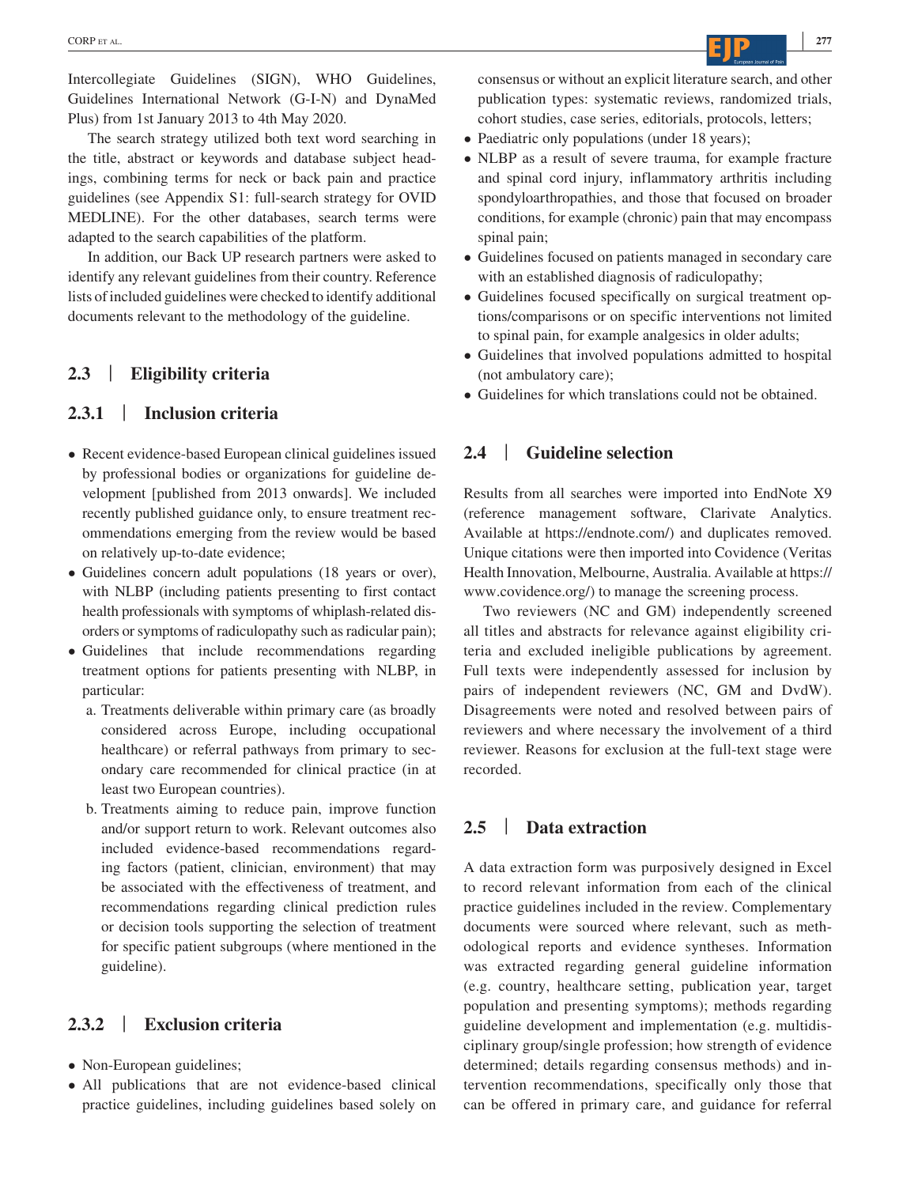Intercollegiate Guidelines (SIGN), WHO Guidelines, Guidelines International Network (G-I-N) and DynaMed Plus) from 1st January 2013 to 4th May 2020.

The search strategy utilized both text word searching in the title, abstract or keywords and database subject headings, combining terms for neck or back pain and practice guidelines (see Appendix S1: full-search strategy for OVID MEDLINE). For the other databases, search terms were adapted to the search capabilities of the platform.

In addition, our Back UP research partners were asked to identify any relevant guidelines from their country. Reference lists of included guidelines were checked to identify additional documents relevant to the methodology of the guideline.

## 2.3 | Eligibility criteria

### 2.3.1 | Inclusion criteria

- Recent evidence-based European clinical guidelines issued by professional bodies or organizations for guideline development [published from 2013 onwards]. We included recently published guidance only, to ensure treatment recommendations emerging from the review would be based on relatively up-to-date evidence;
- Guidelines concern adult populations (18 years or over), with NLBP (including patients presenting to first contact health professionals with symptoms of whiplash-related disorders or symptoms of radiculopathy such as radicular pain);
- Guidelines that include recommendations regarding treatment options for patients presenting with NLBP, in particular:
  a. Treatments deliverable within primary care (as broadly considered across Europe, including occupational healthcare) or referral pathways from primary to secondary care recommended for clinical practice (in at least two European countries).
  b. Treatments aiming to reduce pain, improve function and/or support return to work. Relevant outcomes also included evidence-based recommendations regarding factors (patient, clinician, environment) that may be associated with the effectiveness of treatment, and recommendations regarding clinical prediction rules or decision tools supporting the selection of treatment for specific patient subgroups (where mentioned in the guideline).

### 2.3.2 | Exclusion criteria

- Non-European guidelines;
- All publications that are not evidence-based clinical practice guidelines, including guidelines based solely on consensus or without an explicit literature search, and other publication types: systematic reviews, randomized trials, cohort studies, case series, editorials, protocols, letters;
- Paediatric only populations (under 18 years);
- NLBP as a result of severe trauma, for example fracture and spinal cord injury, inflammatory arthritis including spondyloarthropathies, and those that focused on broader conditions, for example (chronic) pain that may encompass spinal pain;
- Guidelines focused on patients managed in secondary care with an established diagnosis of radiculopathy;
- Guidelines focused specifically on surgical treatment options/comparisons or on specific interventions not limited to spinal pain, for example analgesics in older adults;
- Guidelines that involved populations admitted to hospital (not ambulatory care);
- Guidelines for which translations could not be obtained.

## 2.4 | Guideline selection

Results from all searches were imported into EndNote X9 (reference management software, Clarivate Analytics. Available at https://endnote.com/) and duplicates removed. Unique citations were then imported into Covidence (Veritas Health Innovation, Melbourne, Australia. Available at https://www.covidence.org/) to manage the screening process.

Two reviewers (NC and GM) independently screened all titles and abstracts for relevance against eligibility criteria and excluded ineligible publications by agreement. Full texts were independently assessed for inclusion by pairs of independent reviewers (NC, GM and DvdW). Disagreements were noted and resolved between pairs of reviewers and where necessary the involvement of a third reviewer. Reasons for exclusion at the full-text stage were recorded.

## 2.5 | Data extraction

A data extraction form was purposively designed in Excel to record relevant information from each of the clinical practice guidelines included in the review. Complementary documents were sourced where relevant, such as methodological reports and evidence syntheses. Information was extracted regarding general guideline information (e.g. country, healthcare setting, publication year, target population and presenting symptoms); methods regarding guideline development and implementation (e.g. multidisciplinary group/single profession; how strength of evidence determined; details regarding consensus methods) and intervention recommendations, specifically only those that can be offered in primary care, and guidance for referral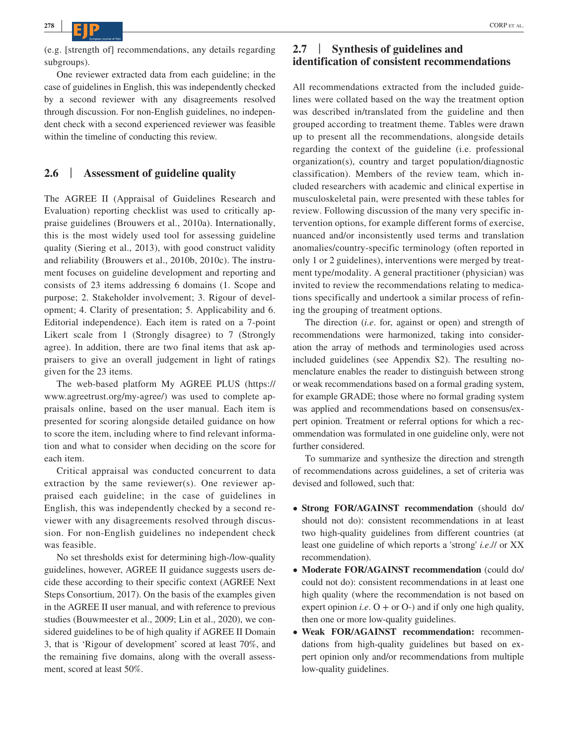(e.g. [strength of] recommendations, any details regarding subgroups).

One reviewer extracted data from each guideline; in the case of guidelines in English, this was independently checked by a second reviewer with any disagreements resolved through discussion. For non-English guidelines, no independent check with a second experienced reviewer was feasible within the timeline of conducting this review.

## 2.6 | Assessment of guideline quality

The AGREE II (Appraisal of Guidelines Research and Evaluation) reporting checklist was used to critically appraise guidelines (Brouwers et al., 2010a). Internationally, this is the most widely used tool for assessing guideline quality (Siering et al., 2013), with good construct validity and reliability (Brouwers et al., 2010b, 2010c). The instrument focuses on guideline development and reporting and consists of 23 items addressing 6 domains (1. Scope and purpose; 2. Stakeholder involvement; 3. Rigour of development; 4. Clarity of presentation; 5. Applicability and 6. Editorial independence). Each item is rated on a 7-point Likert scale from 1 (Strongly disagree) to 7 (Strongly agree). In addition, there are two final items that ask appraisers to give an overall judgement in light of ratings given for the 23 items.

The web-based platform My AGREE PLUS (https://www.agreetrust.org/my-agree/) was used to complete appraisals online, based on the user manual. Each item is presented for scoring alongside detailed guidance on how to score the item, including where to find relevant information and what to consider when deciding on the score for each item.

Critical appraisal was conducted concurrent to data extraction by the same reviewer(s). One reviewer appraised each guideline; in the case of guidelines in English, this was independently checked by a second reviewer with any disagreements resolved through discussion. For non-English guidelines no independent check was feasible.

No set thresholds exist for determining high-/low-quality guidelines, however, AGREE II guidance suggests users decide these according to their specific context (AGREE Next Steps Consortium, 2017). On the basis of the examples given in the AGREE II user manual, and with reference to previous studies (Bouwmeester et al., 2009; Lin et al., 2020), we considered guidelines to be of high quality if AGREE II Domain 3, that is 'Rigour of development' scored at least 70%, and the remaining five domains, along with the overall assessment, scored at least 50%.

## 2.7 | Synthesis of guidelines and identification of consistent recommendations

All recommendations extracted from the included guidelines were collated based on the way the treatment option was described in/translated from the guideline and then grouped according to treatment theme. Tables were drawn up to present all the recommendations, alongside details regarding the context of the guideline (i.e. professional organization(s), country and target population/diagnostic classification). Members of the review team, which included researchers with academic and clinical expertise in musculoskeletal pain, were presented with these tables for review. Following discussion of the many very specific intervention options, for example different forms of exercise, nuanced and/or inconsistently used terms and translation anomalies/country-specific terminology (often reported in only 1 or 2 guidelines), interventions were merged by treatment type/modality. A general practitioner (physician) was invited to review the recommendations relating to medications specifically and undertook a similar process of refining the grouping of treatment options.

The direction (*i.e.* for, against or open) and strength of recommendations were harmonized, taking into consideration the array of methods and terminologies used across included guidelines (see Appendix S2). The resulting nomenclature enables the reader to distinguish between strong or weak recommendations based on a formal grading system, for example GRADE; those where no formal grading system was applied and recommendations based on consensus/expert opinion. Treatment or referral options for which a recommendation was formulated in one guideline only, were not further considered.

To summarize and synthesize the direction and strength of recommendations across guidelines, a set of criteria was devised and followed, such that:

- **Strong FOR/AGAINST recommendation** (should do/should not do): consistent recommendations in at least two high-quality guidelines from different countries (at least one guideline of which reports a 'strong' *i.e.*// or XX recommendation).
- **Moderate FOR/AGAINST recommendation** (could do/could not do): consistent recommendations in at least one high quality (where the recommendation is not based on expert opinion *i.e.* O + or O-) and if only one high quality, then one or more low-quality guidelines.
- **Weak FOR/AGAINST recommendation:** recommendations from high-quality guidelines but based on expert opinion only and/or recommendations from multiple low-quality guidelines.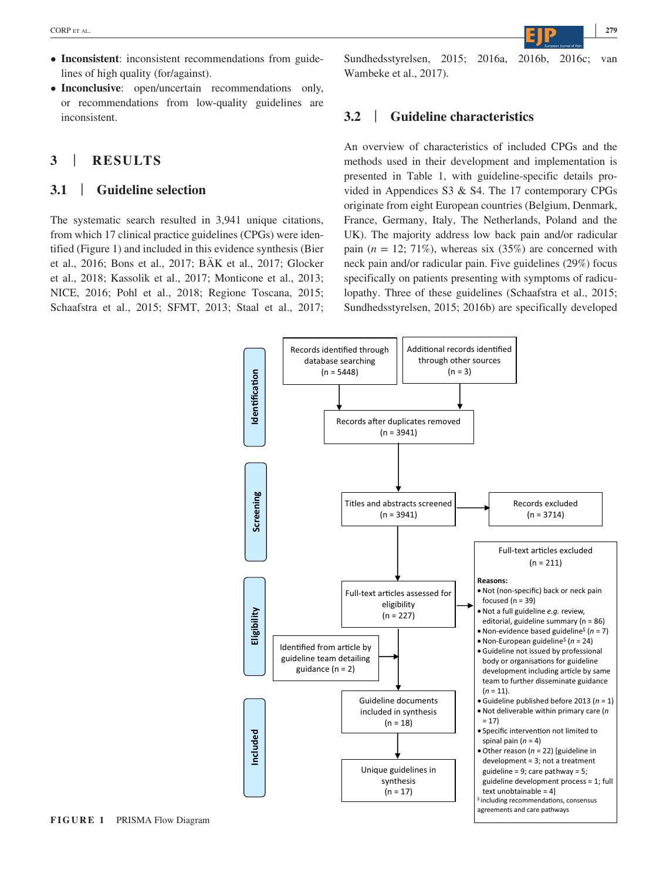- **Inconsistent**: inconsistent recommendations from guidelines of high quality (for/against).
- **Inconclusive**: open/uncertain recommendations only, or recommendations from low-quality guidelines are inconsistent.

# 3 | RESULTS

## 3.1 | Guideline selection

The systematic search resulted in 3,941 unique citations, from which 17 clinical practice guidelines (CPGs) were identified (Figure 1) and included in this evidence synthesis (Bier et al., 2016; Bons et al., 2017; BÄK et al., 2017; Glocker et al., 2018; Kassolik et al., 2017; Monticone et al., 2013; NICE, 2016; Pohl et al., 2018; Regione Toscana, 2015; Schaafstra et al., 2015; SFMT, 2013; Staal et al., 2017; Sundhedsstyrelsen, 2015; 2016a, 2016b, 2016c; van Wambeke et al., 2017).

## 3.2 | Guideline characteristics

An overview of characteristics of included CPGs and the methods used in their development and implementation is presented in Table 1, with guideline-specific details provided in Appendices S3 & S4. The 17 contemporary CPGs originate from eight European countries (Belgium, Denmark, France, Germany, Italy, The Netherlands, Poland and the UK). The majority address low back pain and/or radicular pain ($n$ = 12; 71%), whereas six (35%) are concerned with neck pain and/or radicular pain. Five guidelines (29%) focus specifically on patients presenting with symptoms of radiculopathy. Three of these guidelines (Schaafstra et al., 2015; Sundhedsstyrelsen, 2015; 2016b) are specifically developed

**Identification**

- Records identified through database searching (n = 5448)
- Additional records identified through other sources (n = 3)
- Records after duplicates removed (n = 3941)

**Screening**

- Titles and abstracts screened (n = 3941)
- Records excluded (n = 3714)

**Eligibility**

- Full-text articles assessed for eligibility (n = 227)
- Identified from article by guideline team detailing guidance (n = 2)
- Full-text articles excluded (n = 211)

Reasons:
- Not (non-specific) back or neck pain focused (n = 39)
- Not a full guideline *e.g.* review, editorial, guideline summary (n = 86)
- Non-evidence based guideline[$] ($n$ = 7)
- Non-European guideline[$] ($n$ = 24)
- Guideline not issued by professional body or organisations for guideline development including article by same team to further disseminate guidance ($n$ = 11).
- Guideline published before 2013 ($n$ = 1)
- Not deliverable within primary care ($n$ = 17)
- Specific intervention not limited to spinal pain ($n$ = 4)
- Other reason ($n$ = 22) [guideline in development = 3; not a treatment guideline = 9; care pathway = 5; guideline development process = 1; full text unobtainable = 4]

[$] including recommendations, consensus agreements and care pathways

**Included**

- Guideline documents included in synthesis (n = 18)
- Unique guidelines in synthesis (n = 17)

**FIGURE 1** PRISMA Flow Diagram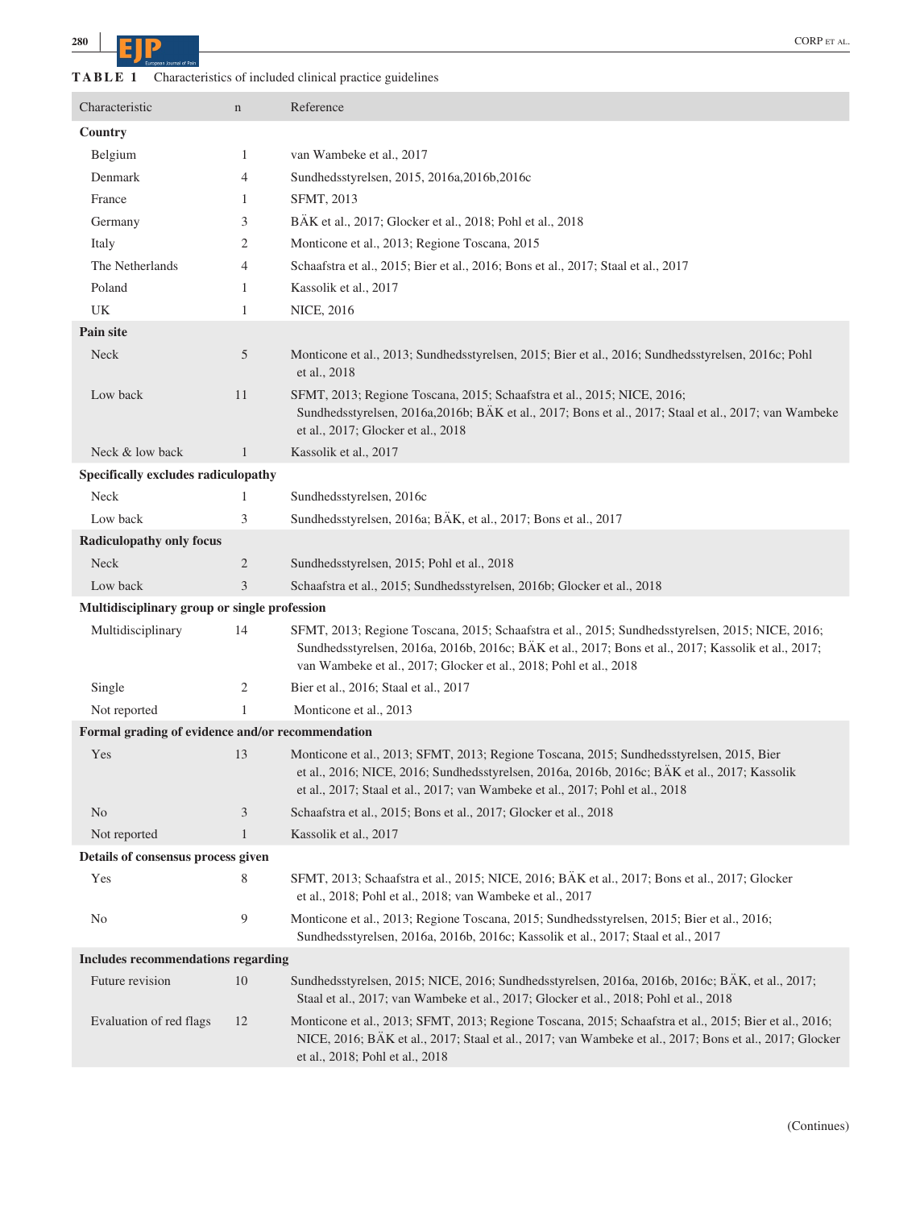**TABLE 1** Characteristics of included clinical practice guidelines

| Characteristic | n | Reference |
|---|---|---|
| **Country** | | |
| Belgium | 1 | van Wambeke et al., 2017 |
| Denmark | 4 | Sundhedsstyrelsen, 2015, 2016a,2016b,2016c |
| France | 1 | SFMT, 2013 |
| Germany | 3 | BÄK et al., 2017; Glocker et al., 2018; Pohl et al., 2018 |
| Italy | 2 | Monticone et al., 2013; Regione Toscana, 2015 |
| The Netherlands | 4 | Schaafstra et al., 2015; Bier et al., 2016; Bons et al., 2017; Staal et al., 2017 |
| Poland | 1 | Kassolik et al., 2017 |
| UK | 1 | NICE, 2016 |
| **Pain site** | | |
| Neck | 5 | Monticone et al., 2013; Sundhedsstyrelsen, 2015; Bier et al., 2016; Sundhedsstyrelsen, 2016c; Pohl et al., 2018 |
| Low back | 11 | SFMT, 2013; Regione Toscana, 2015; Schaafstra et al., 2015; NICE, 2016; Sundhedsstyrelsen, 2016a,2016b; BÄK et al., 2017; Bons et al., 2017; Staal et al., 2017; van Wambeke et al., 2017; Glocker et al., 2018 |
| Neck & low back | 1 | Kassolik et al., 2017 |
| **Specifically excludes radiculopathy** | | |
| Neck | 1 | Sundhedsstyrelsen, 2016c |
| Low back | 3 | Sundhedsstyrelsen, 2016a; BÄK, et al., 2017; Bons et al., 2017 |
| **Radiculopathy only focus** | | |
| Neck | 2 | Sundhedsstyrelsen, 2015; Pohl et al., 2018 |
| Low back | 3 | Schaafstra et al., 2015; Sundhedsstyrelsen, 2016b; Glocker et al., 2018 |
| **Multidisciplinary group or single profession** | | |
| Multidisciplinary | 14 | SFMT, 2013; Regione Toscana, 2015; Schaafstra et al., 2015; Sundhedsstyrelsen, 2015; NICE, 2016; Sundhedsstyrelsen, 2016a, 2016b, 2016c; BÄK et al., 2017; Bons et al., 2017; Kassolik et al., 2017; van Wambeke et al., 2017; Glocker et al., 2018; Pohl et al., 2018 |
| Single | 2 | Bier et al., 2016; Staal et al., 2017 |
| Not reported | 1 | Monticone et al., 2013 |
| **Formal grading of evidence and/or recommendation** | | |
| Yes | 13 | Monticone et al., 2013; SFMT, 2013; Regione Toscana, 2015; Sundhedsstyrelsen, 2015, Bier et al., 2016; NICE, 2016; Sundhedsstyrelsen, 2016a, 2016b, 2016c; BÄK et al., 2017; Kassolik et al., 2017; Staal et al., 2017; van Wambeke et al., 2017; Pohl et al., 2018 |
| No | 3 | Schaafstra et al., 2015; Bons et al., 2017; Glocker et al., 2018 |
| Not reported | 1 | Kassolik et al., 2017 |
| **Details of consensus process given** | | |
| Yes | 8 | SFMT, 2013; Schaafstra et al., 2015; NICE, 2016; BÄK et al., 2017; Bons et al., 2017; Glocker et al., 2018; Pohl et al., 2018; van Wambeke et al., 2017 |
| No | 9 | Monticone et al., 2013; Regione Toscana, 2015; Sundhedsstyrelsen, 2015; Bier et al., 2016; Sundhedsstyrelsen, 2016a, 2016b, 2016c; Kassolik et al., 2017; Staal et al., 2017 |
| **Includes recommendations regarding** | | |
| Future revision | 10 | Sundhedsstyrelsen, 2015; NICE, 2016; Sundhedsstyrelsen, 2016a, 2016b, 2016c; BÄK, et al., 2017; Staal et al., 2017; van Wambeke et al., 2017; Glocker et al., 2018; Pohl et al., 2018 |
| Evaluation of red flags | 12 | Monticone et al., 2013; SFMT, 2013; Regione Toscana, 2015; Schaafstra et al., 2015; Bier et al., 2016; NICE, 2016; BÄK et al., 2017; Staal et al., 2017; van Wambeke et al., 2017; Bons et al., 2017; Glocker et al., 2018; Pohl et al., 2018 |

(Continues)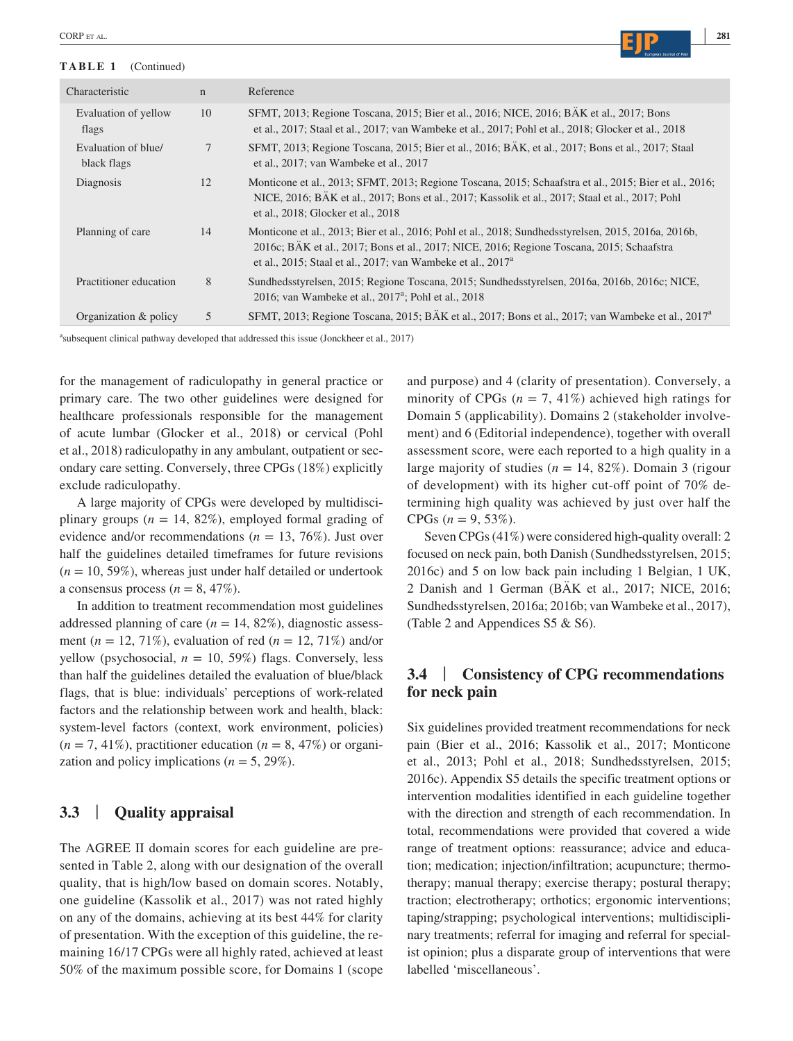**TABLE 1** (Continued)

| Characteristic | n | Reference |
|---|---|---|
| Evaluation of yellow flags | 10 | SFMT, 2013; Regione Toscana, 2015; Bier et al., 2016; NICE, 2016; BÄK et al., 2017; Bons et al., 2017; Staal et al., 2017; van Wambeke et al., 2017; Pohl et al., 2018; Glocker et al., 2018 |
| Evaluation of blue/ black flags | 7 | SFMT, 2013; Regione Toscana, 2015; Bier et al., 2016; BÄK, et al., 2017; Bons et al., 2017; Staal et al., 2017; van Wambeke et al., 2017 |
| Diagnosis | 12 | Monticone et al., 2013; SFMT, 2013; Regione Toscana, 2015; Schaafstra et al., 2015; Bier et al., 2016; NICE, 2016; BÄK et al., 2017; Bons et al., 2017; Kassolik et al., 2017; Staal et al., 2017; Pohl et al., 2018; Glocker et al., 2018 |
| Planning of care | 14 | Monticone et al., 2013; Bier et al., 2016; Pohl et al., 2018; Sundhedsstyrelsen, 2015, 2016a, 2016b, 2016c; BÄK et al., 2017; Bons et al., 2017; NICE, 2016; Regione Toscana, 2015; Schaafstra et al., 2015; Staal et al., 2017; van Wambeke et al., 2017[a] |
| Practitioner education | 8 | Sundhedsstyrelsen, 2015; Regione Toscana, 2015; Sundhedsstyrelsen, 2016a, 2016b, 2016c; NICE, 2016; van Wambeke et al., 2017[a]; Pohl et al., 2018 |
| Organization & policy | 5 | SFMT, 2013; Regione Toscana, 2015; BÄK et al., 2017; Bons et al., 2017; van Wambeke et al., 2017[a] |

[a]subsequent clinical pathway developed that addressed this issue (Jonckheer et al., 2017)

for the management of radiculopathy in general practice or primary care. The two other guidelines were designed for healthcare professionals responsible for the management of acute lumbar (Glocker et al., 2018) or cervical (Pohl et al., 2018) radiculopathy in any ambulant, outpatient or secondary care setting. Conversely, three CPGs (18%) explicitly exclude radiculopathy.

A large majority of CPGs were developed by multidisciplinary groups ($n$ = 14, 82%), employed formal grading of evidence and/or recommendations ($n$ = 13, 76%). Just over half the guidelines detailed timeframes for future revisions ($n$ = 10, 59%), whereas just under half detailed or undertook a consensus process ($n$ = 8, 47%).

In addition to treatment recommendation most guidelines addressed planning of care ($n$ = 14, 82%), diagnostic assessment ($n$ = 12, 71%), evaluation of red ($n$ = 12, 71%) and/or yellow (psychosocial, $n$ = 10, 59%) flags. Conversely, less than half the guidelines detailed the evaluation of blue/black flags, that is blue: individuals' perceptions of work-related factors and the relationship between work and health, black: system-level factors (context, work environment, policies) ($n$ = 7, 41%), practitioner education ($n$ = 8, 47%) or organization and policy implications ($n$ = 5, 29%).

## 3.3 | Quality appraisal

The AGREE II domain scores for each guideline are presented in Table 2, along with our designation of the overall quality, that is high/low based on domain scores. Notably, one guideline (Kassolik et al., 2017) was not rated highly on any of the domains, achieving at its best 44% for clarity of presentation. With the exception of this guideline, the remaining 16/17 CPGs were all highly rated, achieved at least 50% of the maximum possible score, for Domains 1 (scope and purpose) and 4 (clarity of presentation). Conversely, a minority of CPGs ($n$ = 7, 41%) achieved high ratings for Domain 5 (applicability). Domains 2 (stakeholder involvement) and 6 (Editorial independence), together with overall assessment score, were each reported to a high quality in a large majority of studies ($n$ = 14, 82%). Domain 3 (rigour of development) with its higher cut-off point of 70% determining high quality was achieved by just over half the CPGs ($n$ = 9, 53%).

Seven CPGs (41%) were considered high-quality overall: 2 focused on neck pain, both Danish (Sundhedsstyrelsen, 2015; 2016c) and 5 on low back pain including 1 Belgian, 1 UK, 2 Danish and 1 German (BÄK et al., 2017; NICE, 2016; Sundhedsstyrelsen, 2016a; 2016b; van Wambeke et al., 2017), (Table 2 and Appendices S5 & S6).

## 3.4 | Consistency of CPG recommendations for neck pain

Six guidelines provided treatment recommendations for neck pain (Bier et al., 2016; Kassolik et al., 2017; Monticone et al., 2013; Pohl et al., 2018; Sundhedsstyrelsen, 2015; 2016c). Appendix S5 details the specific treatment options or intervention modalities identified in each guideline together with the direction and strength of each recommendation. In total, recommendations were provided that covered a wide range of treatment options: reassurance; advice and education; medication; injection/infiltration; acupuncture; thermotherapy; manual therapy; exercise therapy; postural therapy; traction; electrotherapy; orthotics; ergonomic interventions; taping/strapping; psychological interventions; multidisciplinary treatments; referral for imaging and referral for specialist opinion; plus a disparate group of interventions that were labelled 'miscellaneous'.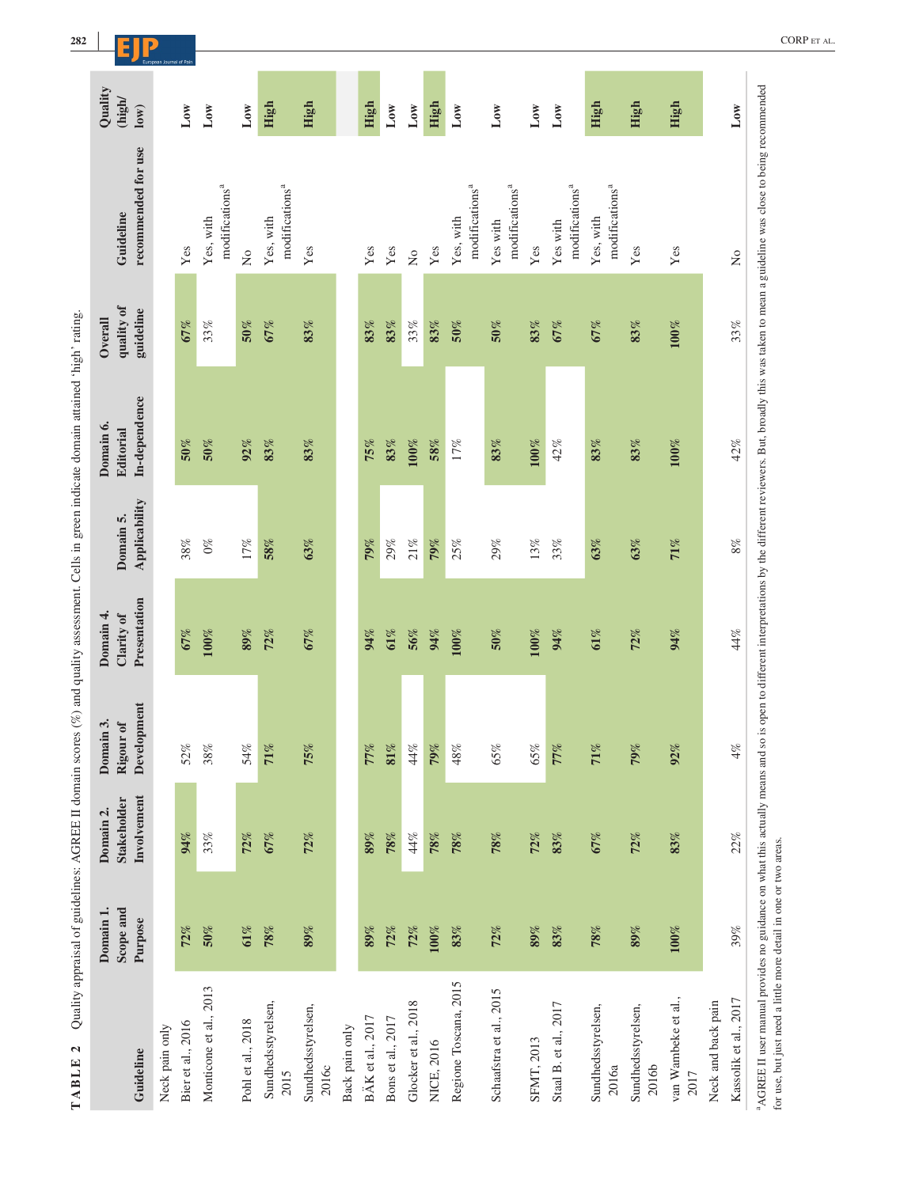**TABLE 2** Quality appraisal of guidelines: AGREE II domain scores (%) and quality assessment. Cells in green indicate domain attained 'high' rating.

| Guideline | Domain 1. Scope and Purpose | Domain 2. Stakeholder Involvement | Domain 3. Rigour of Development | Domain 4. Clarity of Presentation | Domain 5. Applicability | Domain 6. Editorial In-dependence | Overall quality of guideline | Guideline recommended for use | Quality (high/low) |
|---|---|---|---|---|---|---|---|---|---|
| Neck pain only | | | | | | | | | |
| Bier et al., 2016 | 72% | 94% | 52% | 67% | 38% | 50% | 67% | Yes | Low |
| Monticone et al., 2013 | 50% | 33% | 38% | 100% | 0% | 50% | 33% | Yes, with modifications[a] | Low |
| Pohl et al., 2018 | 61% | 72% | 54% | 89% | 17% | 92% | 50% | No | Low |
| Sundhedsstyrelsen, 2015 | 78% | 67% | 71% | 72% | 58% | 83% | 67% | Yes, with modifications[a] | High |
| Sundhedsstyrelsen, 2016c | 89% | 72% | 75% | 67% | 63% | 83% | 83% | Yes | High |
| Back pain only | | | | | | | | | |
| BÄK et al., 2017 | 89% | 89% | 77% | 94% | 79% | 75% | 83% | Yes | High |
| Bons et al., 2017 | 72% | 78% | 81% | 61% | 29% | 83% | 83% | Yes | Low |
| Glocker et al., 2018 | 72% | 44% | 44% | 56% | 21% | 100% | 33% | No | Low |
| NICE, 2016 | 100% | 78% | 79% | 94% | 79% | 58% | 83% | Yes | High |
| Regione Toscana, 2015 | 83% | 78% | 48% | 100% | 25% | 17% | 50% | Yes, with modifications[a] | Low |
| Schaafstra et al., 2015 | 72% | 78% | 65% | 50% | 29% | 83% | 50% | Yes with modifications[a] | Low |
| SFMT, 2013 | 89% | 72% | 65% | 100% | 13% | 100% | 83% | Yes | Low |
| Staal B. et al., 2017 | 83% | 83% | 77% | 94% | 33% | 42% | 67% | Yes with modifications[a] | Low |
| Sundhedsstyrelsen, 2016a | 78% | 67% | 71% | 61% | 63% | 83% | 67% | Yes, with modifications[a] | High |
| Sundhedsstyrelsen, 2016b | 89% | 72% | 79% | 72% | 63% | 83% | 83% | Yes | High |
| van Wambeke et al., 2017 | 100% | 83% | 92% | 94% | 71% | 100% | 100% | Yes | High |
| Neck and back pain | | | | | | | | | |
| Kassolik et al., 2017 | 39% | 22% | 4% | 44% | 8% | 42% | 33% | No | Low |

[a]AGREE II user manual provides no guidance on what this actually means and so is open to different interpretations by the different reviewers. But, broadly this was taken to mean a guideline was close to being recommended for use, but just need a little more detail in one or two areas.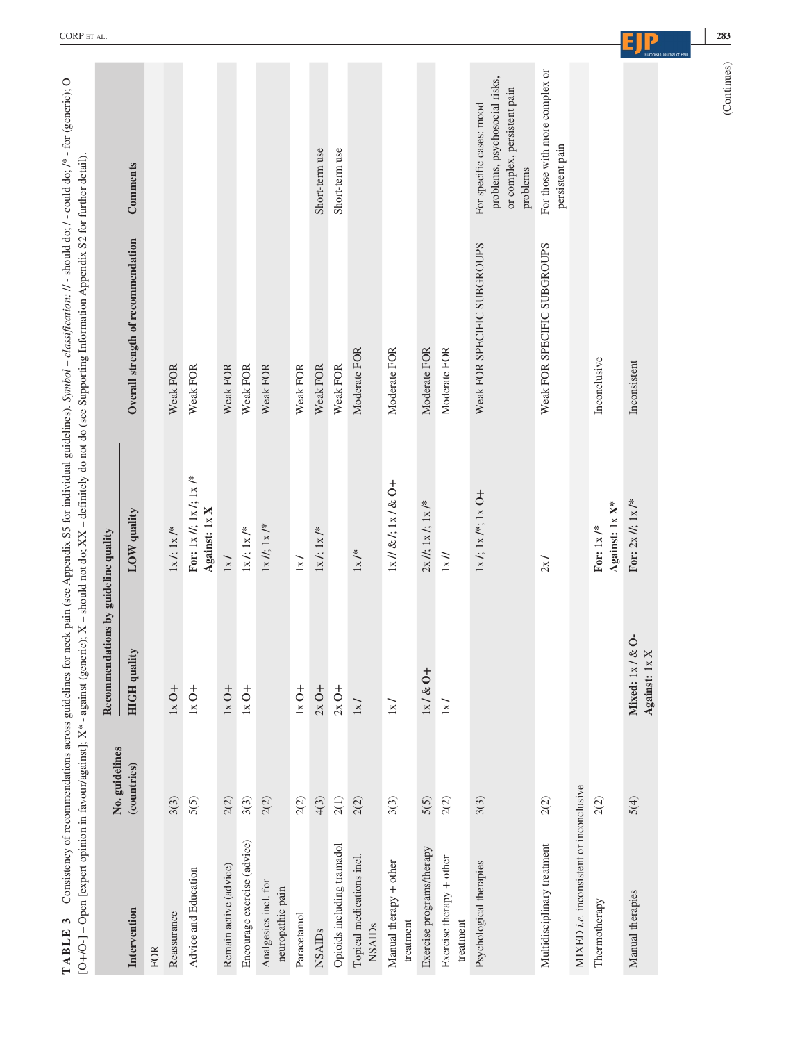**TABLE 3** Consistency of recommendations across guidelines for neck pain (see Appendix S5 for individual guidelines). *Symbol – classification*: // - should do; / - could do; /* - for (generic); O [O+/O-] – Open [expert opinion in favour/against]; X* - against (generic); X – should not do; XX – definitely do not do (see Supporting Information Appendix S2 for further detail).

| Intervention | No. guidelines (countries) | Recommendations by guideline quality | | Overall strength of recommendation | Comments |
|---|---|---|---|---|---|
| | | HIGH quality | LOW quality | | |
| FOR | | | | | |
| Reassurance | 3(3) | 1x **O+** | 1x /; 1x /* | Weak FOR | |
| Advice and Education | 5(5) | 1x **O+** | **For:** 1x //; 1x /; 1x /* **Against:** 1x **X** | Weak FOR | |
| Remain active (advice) | 2(2) | 1x **O+** | 1x / | Weak FOR | |
| Encourage exercise (advice) | 3(3) | 1x **O+** | 1x /; 1x /* | Weak FOR | |
| Analgesics incl. for neuropathic pain | 2(2) | | 1x //; 1x /* | Weak FOR | |
| Paracetamol | 2(2) | 1x **O+** | 1x / | Weak FOR | |
| NSAIDs | 4(3) | 2x **O+** | 1x /; 1x /* | Weak FOR | Short-term use |
| Opioids including tramadol | 2(1) | 2x **O+** | | Weak FOR | Short-term use |
| Topical medications incl. NSAIDs | 2(2) | 1x / | 1x /* | Moderate FOR | |
| Manual therapy + other treatment | 3(3) | 1x / | 1x // & /; 1x / & **O+** | Moderate FOR | |
| Exercise programs/therapy | 5(5) | 1x / & **O+** | 2x //; 1x /; 1x /* | Moderate FOR | |
| Exercise therapy + other treatment | 2(2) | 1x / | 1x // | Moderate FOR | |
| Psychological therapies | 3(3) | | 1x /; 1x /*; 1x **O+** | Weak FOR SPECIFIC SUBGROUPS | For specific cases: mood problems, psychosocial risks, or complex, persistent pain problems |
| Multidisciplinary treatment | 2(2) | | 2x / | Weak FOR SPECIFIC SUBGROUPS | For those with more complex or persistent pain |
| MIXED *i.e.* inconsistent or inconclusive | | | | | |
| Thermotherapy | 2(2) | | **For:** 1x /* **Against:** 1x **X*** | Inconclusive | |
| Manual therapies | 5(4) | **Mixed:** 1x / & **O-** **Against:** 1x X | **For:** 2x //; 1x /* | Inconsistent | |

(Continues)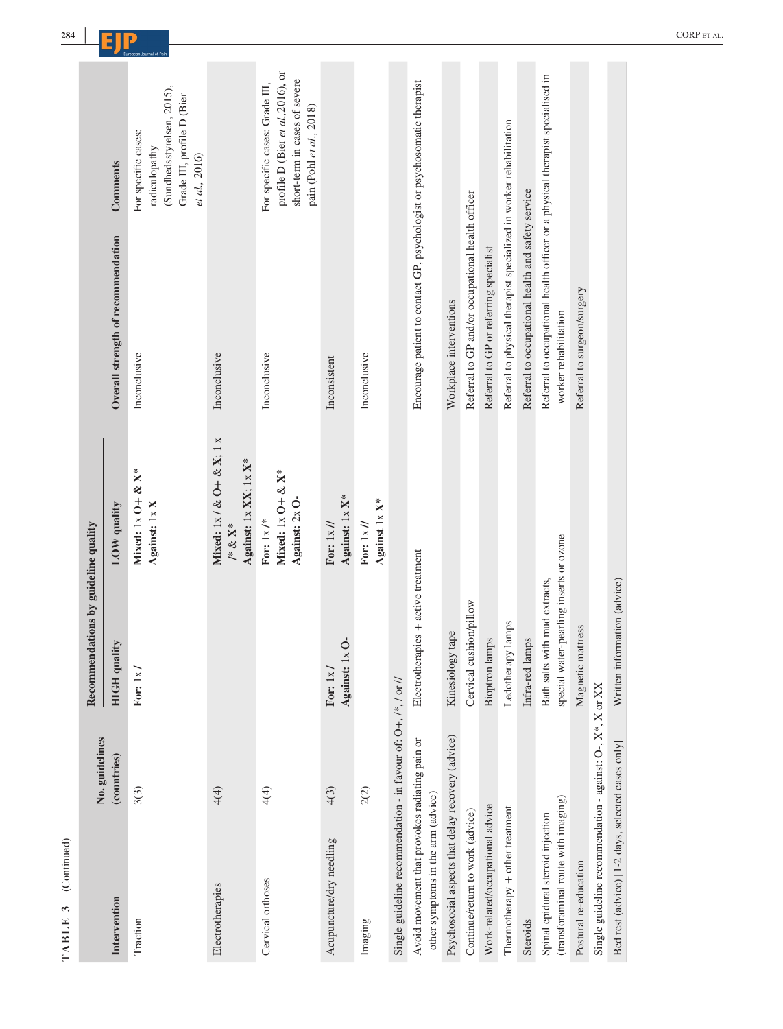**TABLE 3** (Continued)

| Intervention | No. guidelines (countries) | Recommendations by guideline quality | | Overall strength of recommendation | Comments |
|---|---|---|---|---|---|
| | | HIGH quality | LOW quality | | |
| Traction | 3(3) | **For:** 1x **/** | **Mixed:** 1x **O+ & X*** **Against:** 1x **X** | Inconclusive | For specific cases: radiculopathy (Sundhedsstyrelsen, 2015), Grade III, profile D (Bier *et al*., 2016) |
| Electrotherapies | 4(4) | | **Mixed:** 1x **/ & O+ & X**; 1 x **/* & X*** **Against:** 1x **XX**; 1x **X*** | Inconclusive | |
| Cervical orthoses | 4(4) | | **For:** 1x **/*** **Mixed:** 1x **O+ & X*** **Against:** 2x **O-** | Inconclusive | For specific cases: Grade III, profile D (Bier *et al*.,2016), or short-term in cases of severe pain (Pohl *et al*., 2018) |
| Acupuncture/dry needling | 4(3) | **For:** 1x **/** **Against:** 1x **O-** | **For:** 1x **//** **Against:** 1x **X*** | Inconsistent | |
| Imaging | 2(2) | | **For:** 1x **//** **Against** 1x **X*** | Inconclusive | |
| Single guideline recommendation - in favour of: O+, /*, / or // | | | | | |
| Avoid movement that provokes radiating pain or other symptoms in the arm (advice) | | Electrotherapies + active treatment | | Encourage patient to contact GP, psychologist or psychosomatic therapist | |
| Psychosocial aspects that delay recovery (advice) | | Kinesiology tape | | Workplace interventions | |
| Continue/return to work (advice) | | Cervical cushion/pillow | | Referral to GP and/or occupational health officer | |
| Work-related/occupational advice | | Bioptron lamps | | Referral to GP or referring specialist | |
| Thermotherapy + other treatment | | Ledotherapy lamps | | Referral to physical therapist specialized in worker rehabilitation | |
| Steroids | | Infra-red lamps | | Referral to occupational health and safety service | |
| Spinal epidural steroid injection (transforaminal route with imaging) | | Bath salts with mud extracts, special water-pearling inserts or ozone | | Referral to occupational health officer or a physical therapist specialised in worker rehabilitation | |
| Postural re-education | | Magnetic mattress | | Referral to surgeon/surgery | |
| Single guideline recommendation - against: O-, X*, X or XX | | | | | |
| Bed rest (advice) [1-2 days, selected cases only] | | Written information (advice) | | | |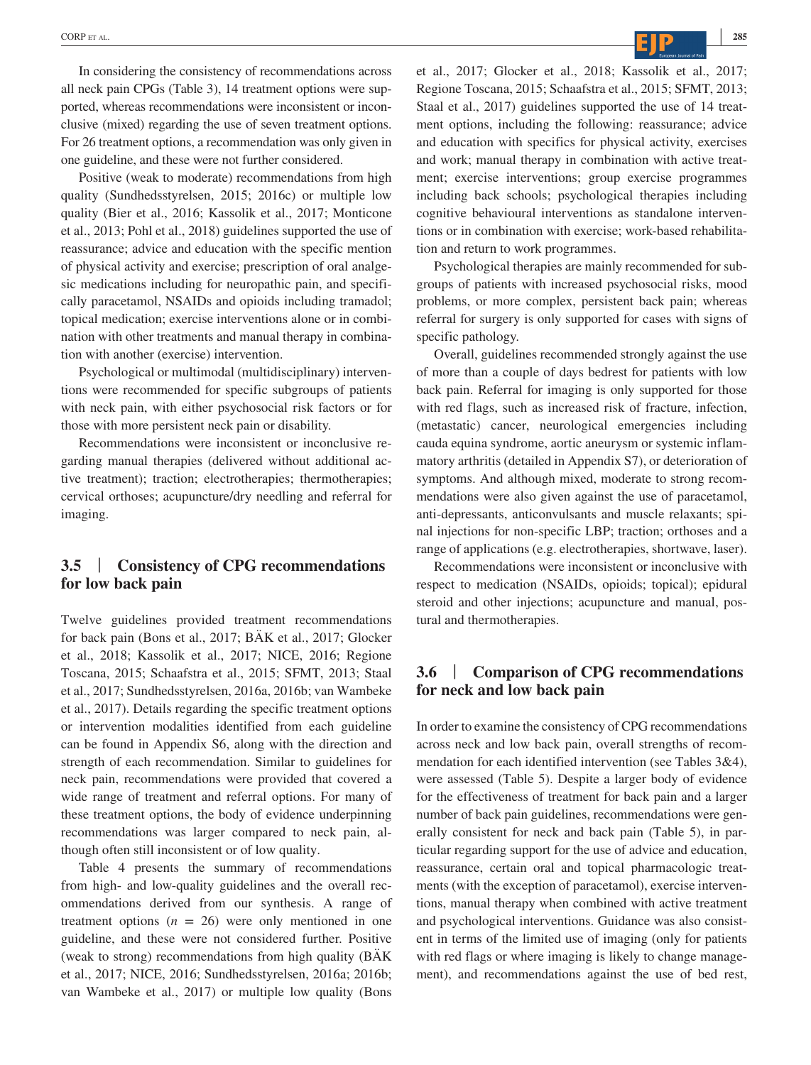In considering the consistency of recommendations across all neck pain CPGs (Table 3), 14 treatment options were supported, whereas recommendations were inconsistent or inconclusive (mixed) regarding the use of seven treatment options. For 26 treatment options, a recommendation was only given in one guideline, and these were not further considered.

Positive (weak to moderate) recommendations from high quality (Sundhedsstyrelsen, 2015; 2016c) or multiple low quality (Bier et al., 2016; Kassolik et al., 2017; Monticone et al., 2013; Pohl et al., 2018) guidelines supported the use of reassurance; advice and education with the specific mention of physical activity and exercise; prescription of oral analgesic medications including for neuropathic pain, and specifically paracetamol, NSAIDs and opioids including tramadol; topical medication; exercise interventions alone or in combination with other treatments and manual therapy in combination with another (exercise) intervention.

Psychological or multimodal (multidisciplinary) interventions were recommended for specific subgroups of patients with neck pain, with either psychosocial risk factors or for those with more persistent neck pain or disability.

Recommendations were inconsistent or inconclusive regarding manual therapies (delivered without additional active treatment); traction; electrotherapies; thermotherapies; cervical orthoses; acupuncture/dry needling and referral for imaging.

## 3.5 | Consistency of CPG recommendations for low back pain

Twelve guidelines provided treatment recommendations for back pain (Bons et al., 2017; BÄK et al., 2017; Glocker et al., 2018; Kassolik et al., 2017; NICE, 2016; Regione Toscana, 2015; Schaafstra et al., 2015; SFMT, 2013; Staal et al., 2017; Sundhedsstyrelsen, 2016a, 2016b; van Wambeke et al., 2017). Details regarding the specific treatment options or intervention modalities identified from each guideline can be found in Appendix S6, along with the direction and strength of each recommendation. Similar to guidelines for neck pain, recommendations were provided that covered a wide range of treatment and referral options. For many of these treatment options, the body of evidence underpinning recommendations was larger compared to neck pain, although often still inconsistent or of low quality.

Table 4 presents the summary of recommendations from high- and low-quality guidelines and the overall recommendations derived from our synthesis. A range of treatment options ($n$ = 26) were only mentioned in one guideline, and these were not considered further. Positive (weak to strong) recommendations from high quality (BÄK et al., 2017; NICE, 2016; Sundhedsstyrelsen, 2016a; 2016b; van Wambeke et al., 2017) or multiple low quality (Bons et al., 2017; Glocker et al., 2018; Kassolik et al., 2017; Regione Toscana, 2015; Schaafstra et al., 2015; SFMT, 2013; Staal et al., 2017) guidelines supported the use of 14 treatment options, including the following: reassurance; advice and education with specifics for physical activity, exercises and work; manual therapy in combination with active treatment; exercise interventions; group exercise programmes including back schools; psychological therapies including cognitive behavioural interventions as standalone interventions or in combination with exercise; work-based rehabilitation and return to work programmes.

Psychological therapies are mainly recommended for subgroups of patients with increased psychosocial risks, mood problems, or more complex, persistent back pain; whereas referral for surgery is only supported for cases with signs of specific pathology.

Overall, guidelines recommended strongly against the use of more than a couple of days bedrest for patients with low back pain. Referral for imaging is only supported for those with red flags, such as increased risk of fracture, infection, (metastatic) cancer, neurological emergencies including cauda equina syndrome, aortic aneurysm or systemic inflammatory arthritis (detailed in Appendix S7), or deterioration of symptoms. And although mixed, moderate to strong recommendations were also given against the use of paracetamol, anti-depressants, anticonvulsants and muscle relaxants; spinal injections for non-specific LBP; traction; orthoses and a range of applications (e.g. electrotherapies, shortwave, laser).

Recommendations were inconsistent or inconclusive with respect to medication (NSAIDs, opioids; topical); epidural steroid and other injections; acupuncture and manual, postural and thermotherapies.

## 3.6 | Comparison of CPG recommendations for neck and low back pain

In order to examine the consistency of CPG recommendations across neck and low back pain, overall strengths of recommendation for each identified intervention (see Tables 3&4), were assessed (Table 5). Despite a larger body of evidence for the effectiveness of treatment for back pain and a larger number of back pain guidelines, recommendations were generally consistent for neck and back pain (Table 5), in particular regarding support for the use of advice and education, reassurance, certain oral and topical pharmacologic treatments (with the exception of paracetamol), exercise interventions, manual therapy when combined with active treatment and psychological interventions. Guidance was also consistent in terms of the limited use of imaging (only for patients with red flags or where imaging is likely to change management), and recommendations against the use of bed rest,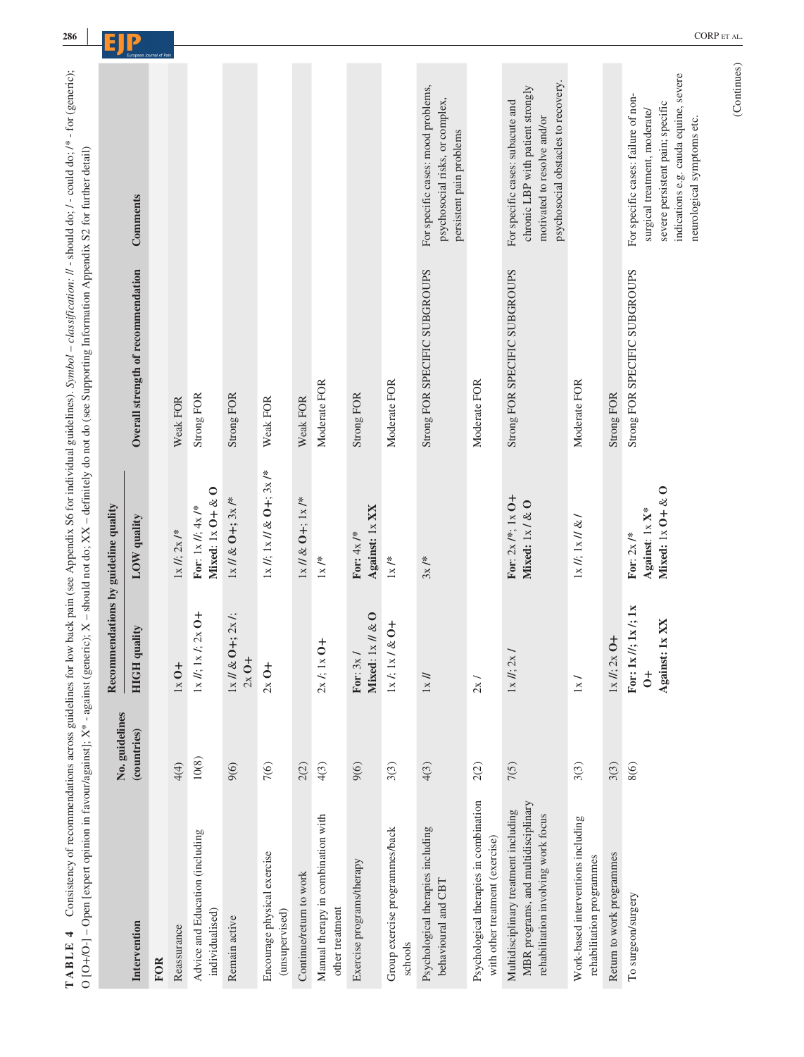**TABLE 4** Consistency of recommendations across guidelines for low back pain (see Appendix S6 for individual guidelines). *Symbol – classification*: // - should do; / - could do; /* - for (generic); O [O+/O-] – Open [expert opinion in favour/against]; X* - against (generic); X – should not do; XX – definitely do not do (see Supporting Information Appendix S2 for further detail)

| Intervention | No. guidelines (countries) | Recommendations by guideline quality | | Overall strength of recommendation | Comments |
|---|---|---|---|---|---|
| | | HIGH quality | LOW quality | | |
| **FOR** | | | | | |
| Reassurance | 4(4) | 1x **O+** | 1x //; 2x /* | Weak FOR | |
| Advice and Education (including individualised) | 10(8) | 1x //; 1x /; 2x **O+** | **For**: 1x //; 4x /* **Mixed**: 1x **O+** & **O** | Strong FOR | |
| Remain active | 9(6) | 1x // & **O+**; 2x /; 2x **O+** | 1x // & **O+**; 3x /* | Strong FOR | |
| Encourage physical exercise (unsupervised) | 7(6) | 2x **O+** | 1x //; 1x // & **O+**; 3x /* | Weak FOR | |
| Continue/return to work | 2(2) | | 1x // & **O+**; 1x /* | Weak FOR | |
| Manual therapy in combination with other treatment | 4(3) | 2x /; 1x **O+** | 1x /* | Moderate FOR | |
| Exercise programs/therapy | 9(6) | **For**: 3x / **Mixed**: 1x // & **O** | **For**: 4x /* **Against**: 1x **XX** | Strong FOR | |
| Group exercise programmes/back schools | 3(3) | 1x /; 1x / & **O+** | 1x /* | Moderate FOR | |
| Psychological therapies including behavioural and CBT | 4(3) | 1x // | 3x /* | Strong FOR SPECIFIC SUBGROUPS | For specific cases: mood problems, psychosocial risks, or complex, persistent pain problems |
| Psychological therapies in combination with other treatment (exercise) | 2(2) | 2x / | | Moderate FOR | |
| Multidisciplinary treatment including MBR programs, and multidisciplinary rehabilitation involving work focus | 7(5) | 1x //; 2x / | **For**: 2x /*; 1x **O+** **Mixed**: 1x / & **O** | Strong FOR SPECIFIC SUBGROUPS | For specific cases: subacute and chronic LBP with patient strongly motivated to resolve and/or psychosocial obstacles to recovery. |
| Work-based interventions including rehabilitation programmes | 3(3) | 1x / | 1x //; 1x // & / | Moderate FOR | |
| Return to work programmes | 3(3) | 1x //; 2x **O+** | | Strong FOR | |
| To surgeon/surgery | 8(6) | **For: 1x //; 1x /; 1x O+** **Against: 1x XX** | **For**: 2x /* **Against**: 1x **X*** **Mixed**: 1x **O+** & **O** | Strong FOR SPECIFIC SUBGROUPS | For specific cases: failure of non-surgical treatment, moderate/ severe persistent pain; specific indications e.g. cauda equine, severe neurological symptoms etc. |

(Continues)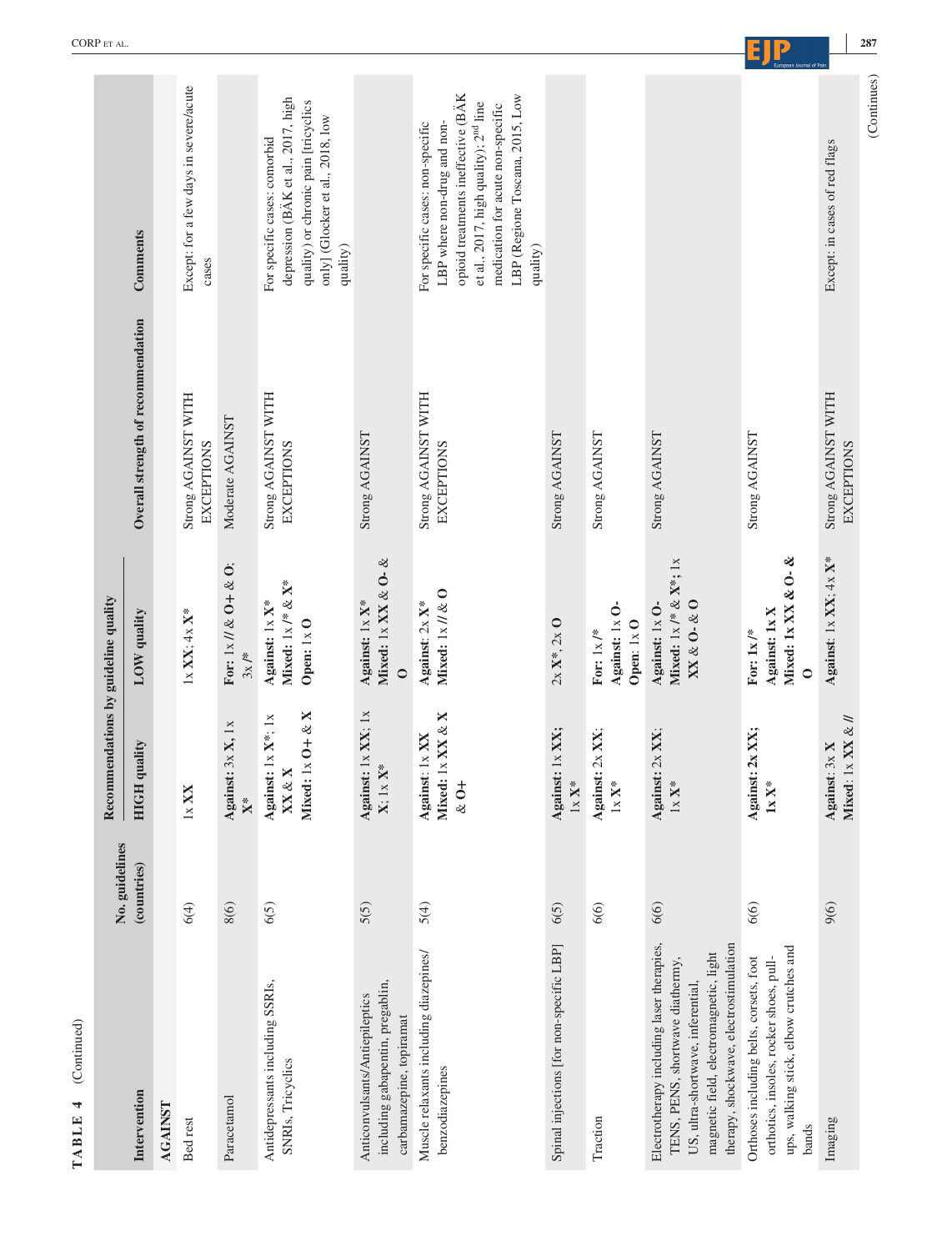**TABLE 4** (Continued)

| Intervention | No. guidelines (countries) | Recommendations by guideline quality | | Overall strength of recommendation | Comments |
|---|---|---|---|---|---|
| | | HIGH quality | LOW quality | | |
| **AGAINST** | | | | | |
| Bed rest | 6(4) | 1x **XX** | 1x **XX**; 4x **X***  | Strong AGAINST WITH EXCEPTIONS | Except: for a few days in severe/acute cases |
| Paracetamol | 8(6) | **Against:** 3x **X**, 1x **X*** | **For:** 1x **//** & **O+** & **O**; 3x **/*** | Moderate AGAINST | |
| Antidepressants including SSRIs, SNRIs, Tricyclics | 6(5) | **Against:** 1x **X***; 1x **XX** & **X** **Mixed:** 1x **O+** & **X** | **Against:** 1x **X*** **Mixed:** 1x **/*** & **X*** **Open:** 1x **O** | Strong AGAINST WITH EXCEPTIONS | For specific cases: comorbid depression (BÄK et al., 2017, high quality) or chronic pain [tricyclics only] (Glocker et al., 2018, low quality) |
| Anticonvulsants/Antiepileptics including gabapentin, pregablin, carbamazepine, topiramat | 5(5) | **Against:** 1x **XX**; 1x **X**; 1x **X*** | **Against:** 1x **X*** **Mixed:** 1x **XX** & **O-** & **O** | Strong AGAINST | |
| Muscle relaxants including diazepines/ benzodiazepines | 5(4) | **Against:** 1x **XX** **Mixed:** 1x **XX** & **X** & **O+** | **Against:** 2x **X*** **Mixed:** 1x **//** & **O** | Strong AGAINST WITH EXCEPTIONS | For specific cases: non-specific LBP where non-drug and non-opioid treatments ineffective (BÄK et al., 2017, high quality); 2nd line medication for acute non-specific LBP (Regione Toscana, 2015, Low quality) |
| Spinal injections [for non-specific LBP] | 6(5) | **Against:** 1x **XX**; 1x **X*** | 2x **X***, 2x **O** | Strong AGAINST | |
| Traction | 6(6) | **Against:** 2x **XX**; 1x **X*** | **For:** 1x **/*** **Against:** 1x **O-** **Open:** 1x **O** | Strong AGAINST | |
| Electrotherapy including laser therapies, TENS, PENS, shortwave diathermy, US, ultra-shortwave, inferential, magnetic field, electromagnetic, light therapy, shockwave, electrostimulation | 6(6) | **Against:** 2x **XX**; 1x **X*** | **Against:** 1x **O-** **Mixed:** 1x **/*** & **X***; 1x **XX** & **O-** & **O** | Strong AGAINST | |
| Orthoses including belts, corsets, foot orthotics, insoles, rocker shoes, pull-ups, walking stick, elbow crutches and bands | 6(6) | **Against: 2x XX; 1x X*** | **For: 1x /*** **Against: 1x X** **Mixed: 1x XX & O- & O** | Strong AGAINST | |
| Imaging | 9(6) | **Against**: 3x **X** **Mixed**: 1x **XX** & **//** | **Against**: 1x **XX**; 4x **X*** | Strong AGAINST WITH EXCEPTIONS | Except: in cases of red flags |

(Continues)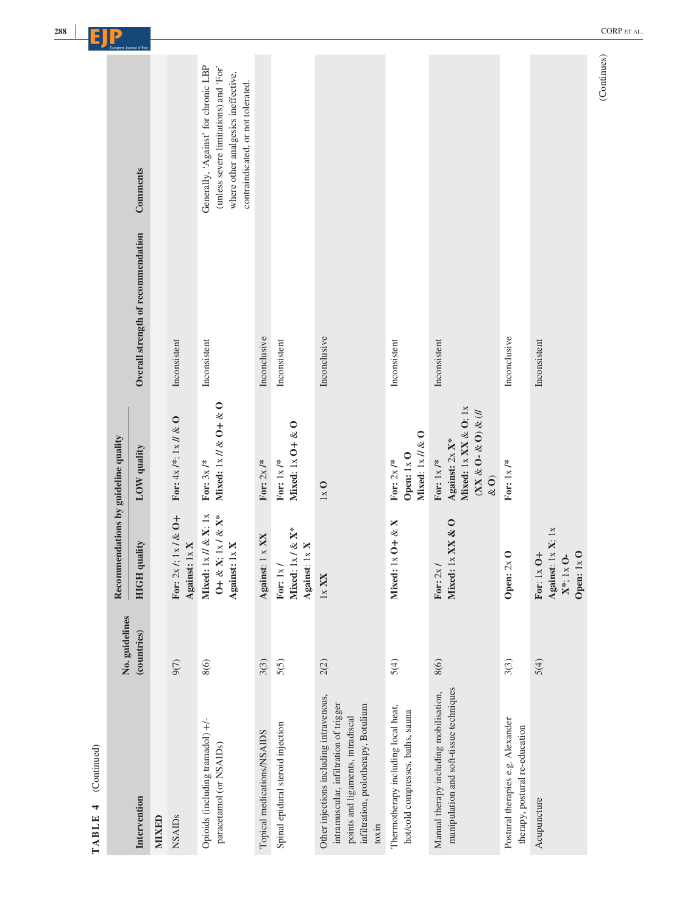**TABLE 4** (Continued)

| Intervention | No. guidelines (countries) | Recommendations by guideline quality | | Overall strength of recommendation | Comments |
|---|---|---|---|---|---|
| | | HIGH quality | LOW quality | | |
| **MIXED** | | | | | |
| NSAIDs | 9(7) | **For**: 2x /; 1x / & **O+** **Against**: 1x **X** | **For**: 4x /*; 1x **//** & **O** | Inconsistent | |
| Opioids (including tramadol) +/- paracetamol (or NSAIDs) | 8(6) | **Mixed**: 1x **//** & **X**; 1x **O+** & **X**; 1x / & **X*** **Against**: 1x **X** | **For**: 3x /* **Mixed**: 1x **//** & **O+** & **O** | Inconsistent | Generally, 'Against' for chronic LBP (unless severe limitations) and 'For' where other analgesics ineffective, contraindicated, or not tolerated. |
| Topical medications/NSAIDS | 3(3) | **Against**: 1 x **XX** | **For**: 2x /* | Inconclusive | |
| Spinal epidural steroid injection | 5(5) | **For**: 1x / **Mixed**: 1x / & **X*** **Against**: 1x **X** | **For**: 1x /* **Mixed**: 1x **O+** & **O** | Inconsistent | |
| Other injections including intravenous, intramuscular, infiltration of trigger points and ligaments, intradiscal infiltration, prolotherapy, Botulium toxin | 2(2) | 1x **XX** | 1x **O** | Inconclusive | |
| Thermotherapy including local heat, hot/cold compresses, baths, sauna | 5(4) | **Mixed**: 1x **O+** & **X** | **For**: 2x /* **Open**: 1x **O** **Mixed**: 1x **//** & **O** | Inconsistent | |
| Manual therapy including mobilisation, manipulation and soft-tissue techniques | 8(6) | **For**: 2x / **Mixed**: 1x **XX** & **O** | **For**: 1x /* **Against**: 2x **X*** **Mixed**: 1x **XX** & **O**; 1x (**XX** & **O-** & **O**) & (**//** & **O**) | Inconsistent | |
| Postural therapies e.g. Alexander therapy, postural re-education | 3(3) | **Open**: 2x **O** | **For**: 1x /* | Inconclusive | |
| Acupuncture | 5(4) | **For**: 1x **O+** **Against**: 1x **X**; 1x **X***; 1x **O-** **Open**: 1x **O** | | Inconsistent | |

(Continues)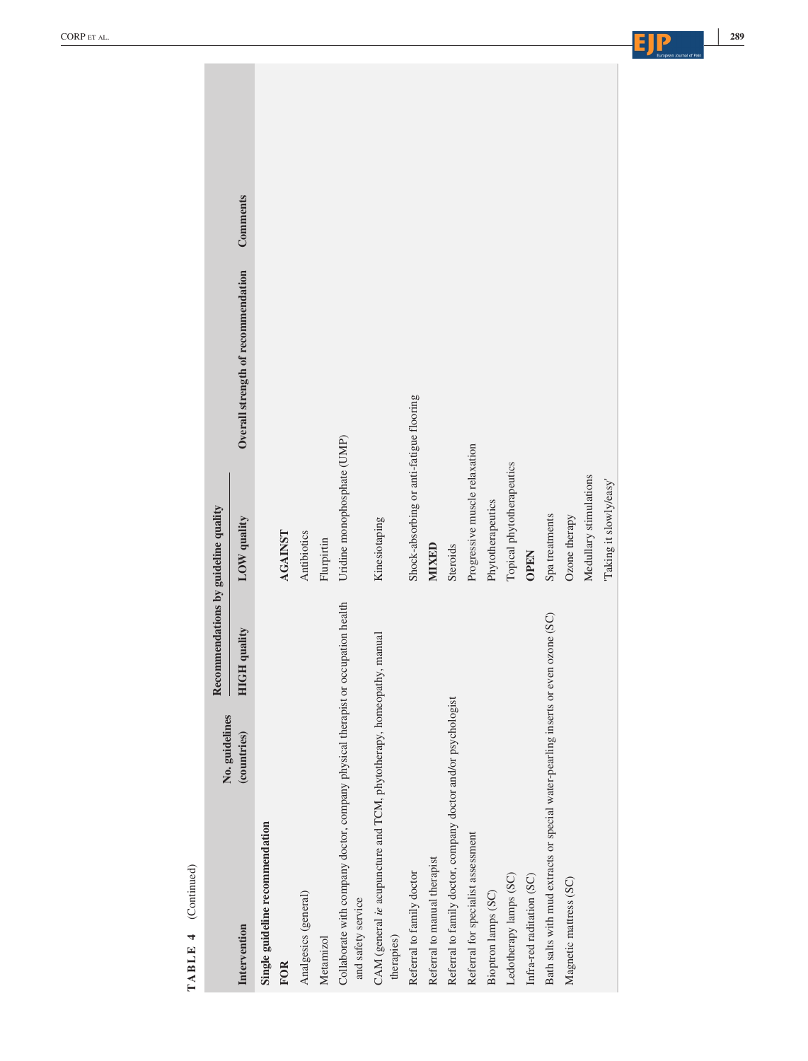**TABLE 4** (Continued)

| Intervention | No. guidelines (countries) | Recommendations by guideline quality | | Overall strength of recommendation | Comments |
|---|---|---|---|---|---|
| | | HIGH quality | LOW quality | | |
| **Single guideline recommendation** | | | | | |
| **FOR** | | | **AGAINST** | | |
| Analgesics (general) | | | Antibiotics | | |
| Metamizol | | | Flurpirtin | | |
| Collaborate with company doctor, company physical therapist or occupation health and safety service | | | Uridine monophosphate (UMP) | | |
| CAM (general *ie* acupuncture and TCM, phytotherapy, homeopathy, manual therapies) | | | Kinesiotaping | | |
| Referral to family doctor | | | Shock-absorbing or anti-fatigue flooring | | |
| Referral to manual therapist | | | **MIXED** | | |
| Referral to family doctor, company doctor and/or psychologist | | | Steroids | | |
| Referral for specialist assessment | | | Progressive muscle relaxation | | |
| Bioptron lamps (SC) | | | Phytotherapeutics | | |
| Ledotherapy lamps (SC) | | | Topical phytotherapeutics | | |
| Infra-red raditation (SC) | | | **OPEN** | | |
| Bath salts with mud extracts or special water-pearling inserts or even ozone (SC) | | | Spa treatments | | |
| Magnetic mattress (SC) | | | Ozone therapy | | |
| | | | Medullary stimulations | | |
| | | | 'Taking it slowly/easy' | | |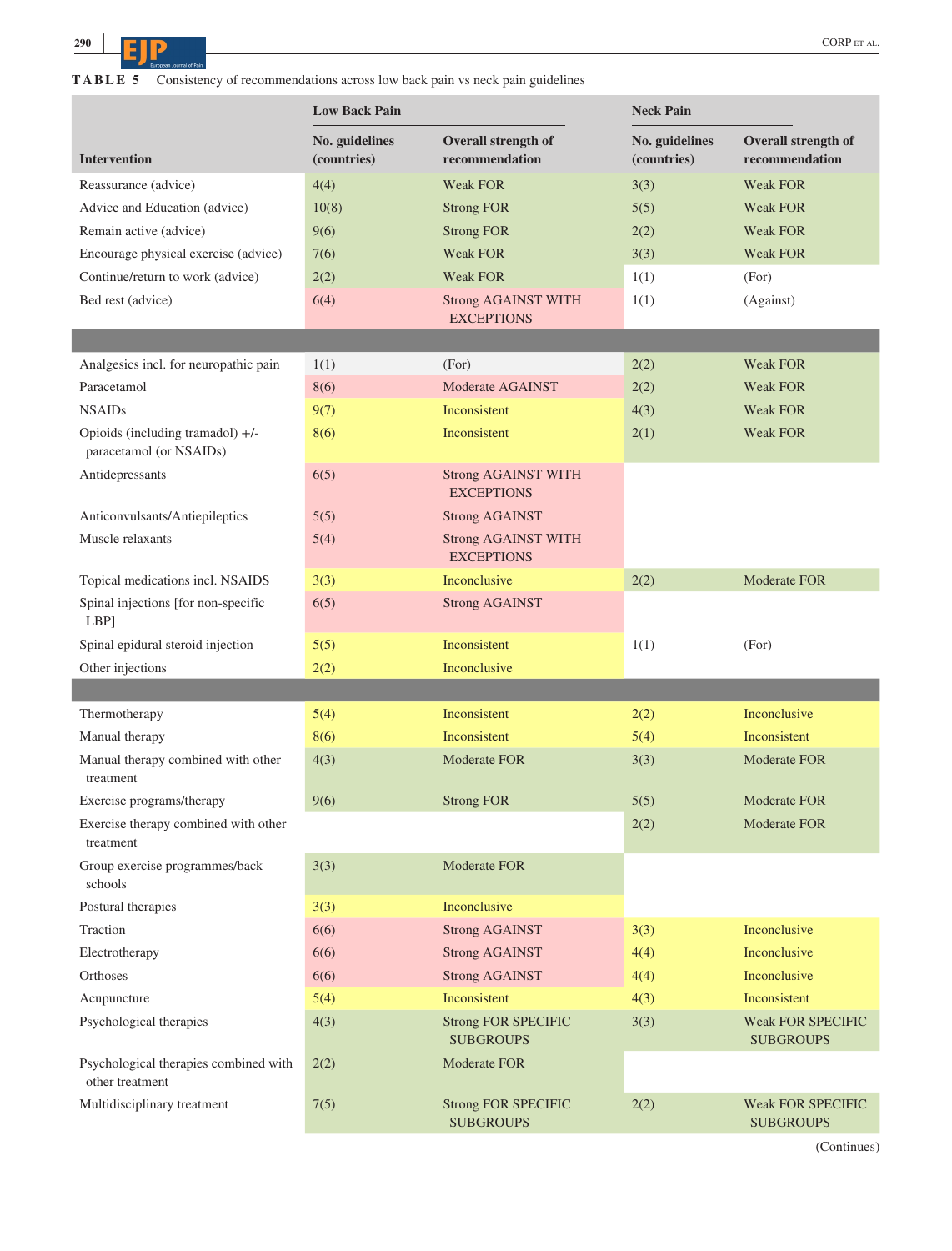**TABLE 5** Consistency of recommendations across low back pain vs neck pain guidelines

| Intervention | Low Back Pain | | Neck Pain | |
|---|---|---|---|---|
| | No. guidelines (countries) | Overall strength of recommendation | No. guidelines (countries) | Overall strength of recommendation |
| Reassurance (advice) | 4(4) | Weak FOR | 3(3) | Weak FOR |
| Advice and Education (advice) | 10(8) | Strong FOR | 5(5) | Weak FOR |
| Remain active (advice) | 9(6) | Strong FOR | 2(2) | Weak FOR |
| Encourage physical exercise (advice) | 7(6) | Weak FOR | 3(3) | Weak FOR |
| Continue/return to work (advice) | 2(2) | Weak FOR | 1(1) | (For) |
| Bed rest (advice) | 6(4) | Strong AGAINST WITH EXCEPTIONS | 1(1) | (Against) |
| | | | | |
| Analgesics incl. for neuropathic pain | 1(1) | (For) | 2(2) | Weak FOR |
| Paracetamol | 8(6) | Moderate AGAINST | 2(2) | Weak FOR |
| NSAIDs | 9(7) | Inconsistent | 4(3) | Weak FOR |
| Opioids (including tramadol) +/- paracetamol (or NSAIDs) | 8(6) | Inconsistent | 2(1) | Weak FOR |
| Antidepressants | 6(5) | Strong AGAINST WITH EXCEPTIONS | | |
| Anticonvulsants/Antiepileptics | 5(5) | Strong AGAINST | | |
| Muscle relaxants | 5(4) | Strong AGAINST WITH EXCEPTIONS | | |
| Topical medications incl. NSAIDS | 3(3) | Inconclusive | 2(2) | Moderate FOR |
| Spinal injections [for non-specific LBP] | 6(5) | Strong AGAINST | | |
| Spinal epidural steroid injection | 5(5) | Inconsistent | 1(1) | (For) |
| Other injections | 2(2) | Inconclusive | | |
| | | | | |
| Thermotherapy | 5(4) | Inconsistent | 2(2) | Inconclusive |
| Manual therapy | 8(6) | Inconsistent | 5(4) | Inconsistent |
| Manual therapy combined with other treatment | 4(3) | Moderate FOR | 3(3) | Moderate FOR |
| Exercise programs/therapy | 9(6) | Strong FOR | 5(5) | Moderate FOR |
| Exercise therapy combined with other treatment | | | 2(2) | Moderate FOR |
| Group exercise programmes/back schools | 3(3) | Moderate FOR | | |
| Postural therapies | 3(3) | Inconclusive | | |
| Traction | 6(6) | Strong AGAINST | 3(3) | Inconclusive |
| Electrotherapy | 6(6) | Strong AGAINST | 4(4) | Inconclusive |
| Orthoses | 6(6) | Strong AGAINST | 4(4) | Inconclusive |
| Acupuncture | 5(4) | Inconsistent | 4(3) | Inconsistent |
| Psychological therapies | 4(3) | Strong FOR SPECIFIC SUBGROUPS | 3(3) | Weak FOR SPECIFIC SUBGROUPS |
| Psychological therapies combined with other treatment | 2(2) | Moderate FOR | | |
| Multidisciplinary treatment | 7(5) | Strong FOR SPECIFIC SUBGROUPS | 2(2) | Weak FOR SPECIFIC SUBGROUPS |

(Continues)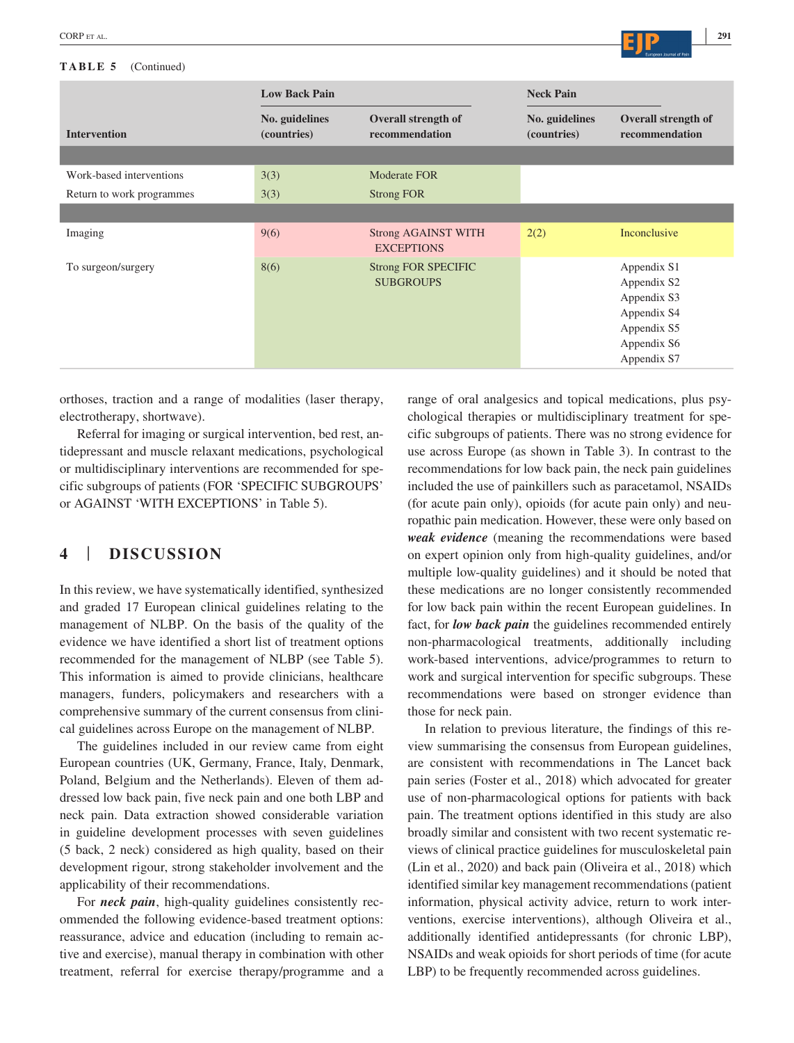**TABLE 5** (Continued)

| Intervention | Low Back Pain | | Neck Pain | |
|---|---|---|---|---|
| | No. guidelines (countries) | Overall strength of recommendation | No. guidelines (countries) | Overall strength of recommendation |
| | | | | |
| Work-based interventions | 3(3) | Moderate FOR | | |
| Return to work programmes | 3(3) | Strong FOR | | |
| | | | | |
| Imaging | 9(6) | Strong AGAINST WITH EXCEPTIONS | 2(2) | Inconclusive |
| To surgeon/surgery | 8(6) | Strong FOR SPECIFIC SUBGROUPS | | Appendix S1<br>Appendix S2<br>Appendix S3<br>Appendix S4<br>Appendix S5<br>Appendix S6<br>Appendix S7 |

orthoses, traction and a range of modalities (laser therapy, electrotherapy, shortwave).

Referral for imaging or surgical intervention, bed rest, antidepressant and muscle relaxant medications, psychological or multidisciplinary interventions are recommended for specific subgroups of patients (FOR 'SPECIFIC SUBGROUPS' or AGAINST 'WITH EXCEPTIONS' in Table 5).

## 4 | DISCUSSION

In this review, we have systematically identified, synthesized and graded 17 European clinical guidelines relating to the management of NLBP. On the basis of the quality of the evidence we have identified a short list of treatment options recommended for the management of NLBP (see Table 5). This information is aimed to provide clinicians, healthcare managers, funders, policymakers and researchers with a comprehensive summary of the current consensus from clinical guidelines across Europe on the management of NLBP.

The guidelines included in our review came from eight European countries (UK, Germany, France, Italy, Denmark, Poland, Belgium and the Netherlands). Eleven of them addressed low back pain, five neck pain and one both LBP and neck pain. Data extraction showed considerable variation in guideline development processes with seven guidelines (5 back, 2 neck) considered as high quality, based on their development rigour, strong stakeholder involvement and the applicability of their recommendations.

For ***neck pain***, high-quality guidelines consistently recommended the following evidence-based treatment options: reassurance, advice and education (including to remain active and exercise), manual therapy in combination with other treatment, referral for exercise therapy/programme and a range of oral analgesics and topical medications, plus psychological therapies or multidisciplinary treatment for specific subgroups of patients. There was no strong evidence for use across Europe (as shown in Table 3). In contrast to the recommendations for low back pain, the neck pain guidelines included the use of painkillers such as paracetamol, NSAIDs (for acute pain only), opioids (for acute pain only) and neuropathic pain medication. However, these were only based on ***weak evidence*** (meaning the recommendations were based on expert opinion only from high-quality guidelines, and/or multiple low-quality guidelines) and it should be noted that these medications are no longer consistently recommended for low back pain within the recent European guidelines. In fact, for ***low back pain*** the guidelines recommended entirely non-pharmacological treatments, additionally including work-based interventions, advice/programmes to return to work and surgical intervention for specific subgroups. These recommendations were based on stronger evidence than those for neck pain.

In relation to previous literature, the findings of this review summarising the consensus from European guidelines, are consistent with recommendations in The Lancet back pain series (Foster et al., 2018) which advocated for greater use of non-pharmacological options for patients with back pain. The treatment options identified in this study are also broadly similar and consistent with two recent systematic reviews of clinical practice guidelines for musculoskeletal pain (Lin et al., 2020) and back pain (Oliveira et al., 2018) which identified similar key management recommendations (patient information, physical activity advice, return to work interventions, exercise interventions), although Oliveira et al., additionally identified antidepressants (for chronic LBP), NSAIDs and weak opioids for short periods of time (for acute LBP) to be frequently recommended across guidelines.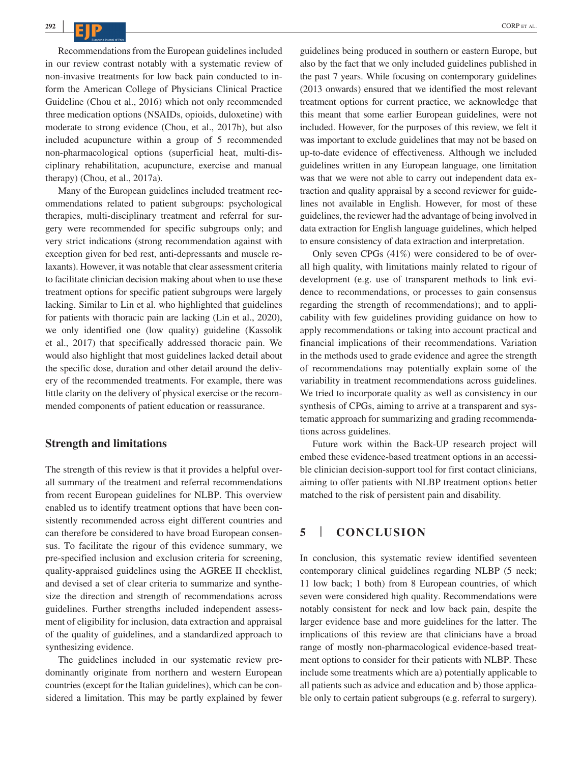Recommendations from the European guidelines included in our review contrast notably with a systematic review of non-invasive treatments for low back pain conducted to inform the American College of Physicians Clinical Practice Guideline (Chou et al., 2016) which not only recommended three medication options (NSAIDs, opioids, duloxetine) with moderate to strong evidence (Chou, et al., 2017b), but also included acupuncture within a group of 5 recommended non-pharmacological options (superficial heat, multi-disciplinary rehabilitation, acupuncture, exercise and manual therapy) (Chou, et al., 2017a).

Many of the European guidelines included treatment recommendations related to patient subgroups: psychological therapies, multi-disciplinary treatment and referral for surgery were recommended for specific subgroups only; and very strict indications (strong recommendation against with exception given for bed rest, anti-depressants and muscle relaxants). However, it was notable that clear assessment criteria to facilitate clinician decision making about when to use these treatment options for specific patient subgroups were largely lacking. Similar to Lin et al. who highlighted that guidelines for patients with thoracic pain are lacking (Lin et al., 2020), we only identified one (low quality) guideline (Kassolik et al., 2017) that specifically addressed thoracic pain. We would also highlight that most guidelines lacked detail about the specific dose, duration and other detail around the delivery of the recommended treatments. For example, there was little clarity on the delivery of physical exercise or the recommended components of patient education or reassurance.

## Strength and limitations

The strength of this review is that it provides a helpful overall summary of the treatment and referral recommendations from recent European guidelines for NLBP. This overview enabled us to identify treatment options that have been consistently recommended across eight different countries and can therefore be considered to have broad European consensus. To facilitate the rigour of this evidence summary, we pre-specified inclusion and exclusion criteria for screening, quality-appraised guidelines using the AGREE II checklist, and devised a set of clear criteria to summarize and synthesize the direction and strength of recommendations across guidelines. Further strengths included independent assessment of eligibility for inclusion, data extraction and appraisal of the quality of guidelines, and a standardized approach to synthesizing evidence.

The guidelines included in our systematic review predominantly originate from northern and western European countries (except for the Italian guidelines), which can be considered a limitation. This may be partly explained by fewer guidelines being produced in southern or eastern Europe, but also by the fact that we only included guidelines published in the past 7 years. While focusing on contemporary guidelines (2013 onwards) ensured that we identified the most relevant treatment options for current practice, we acknowledge that this meant that some earlier European guidelines, were not included. However, for the purposes of this review, we felt it was important to exclude guidelines that may not be based on up-to-date evidence of effectiveness. Although we included guidelines written in any European language, one limitation was that we were not able to carry out independent data extraction and quality appraisal by a second reviewer for guidelines not available in English. However, for most of these guidelines, the reviewer had the advantage of being involved in data extraction for English language guidelines, which helped to ensure consistency of data extraction and interpretation.

Only seven CPGs (41%) were considered to be of overall high quality, with limitations mainly related to rigour of development (e.g. use of transparent methods to link evidence to recommendations, or processes to gain consensus regarding the strength of recommendations); and to applicability with few guidelines providing guidance on how to apply recommendations or taking into account practical and financial implications of their recommendations. Variation in the methods used to grade evidence and agree the strength of recommendations may potentially explain some of the variability in treatment recommendations across guidelines. We tried to incorporate quality as well as consistency in our synthesis of CPGs, aiming to arrive at a transparent and systematic approach for summarizing and grading recommendations across guidelines.

Future work within the Back-UP research project will embed these evidence-based treatment options in an accessible clinician decision-support tool for first contact clinicians, aiming to offer patients with NLBP treatment options better matched to the risk of persistent pain and disability.

# 5 | CONCLUSION

In conclusion, this systematic review identified seventeen contemporary clinical guidelines regarding NLBP (5 neck; 11 low back; 1 both) from 8 European countries, of which seven were considered high quality. Recommendations were notably consistent for neck and low back pain, despite the larger evidence base and more guidelines for the latter. The implications of this review are that clinicians have a broad range of mostly non-pharmacological evidence-based treatment options to consider for their patients with NLBP. These include some treatments which are a) potentially applicable to all patients such as advice and education and b) those applicable only to certain patient subgroups (e.g. referral to surgery).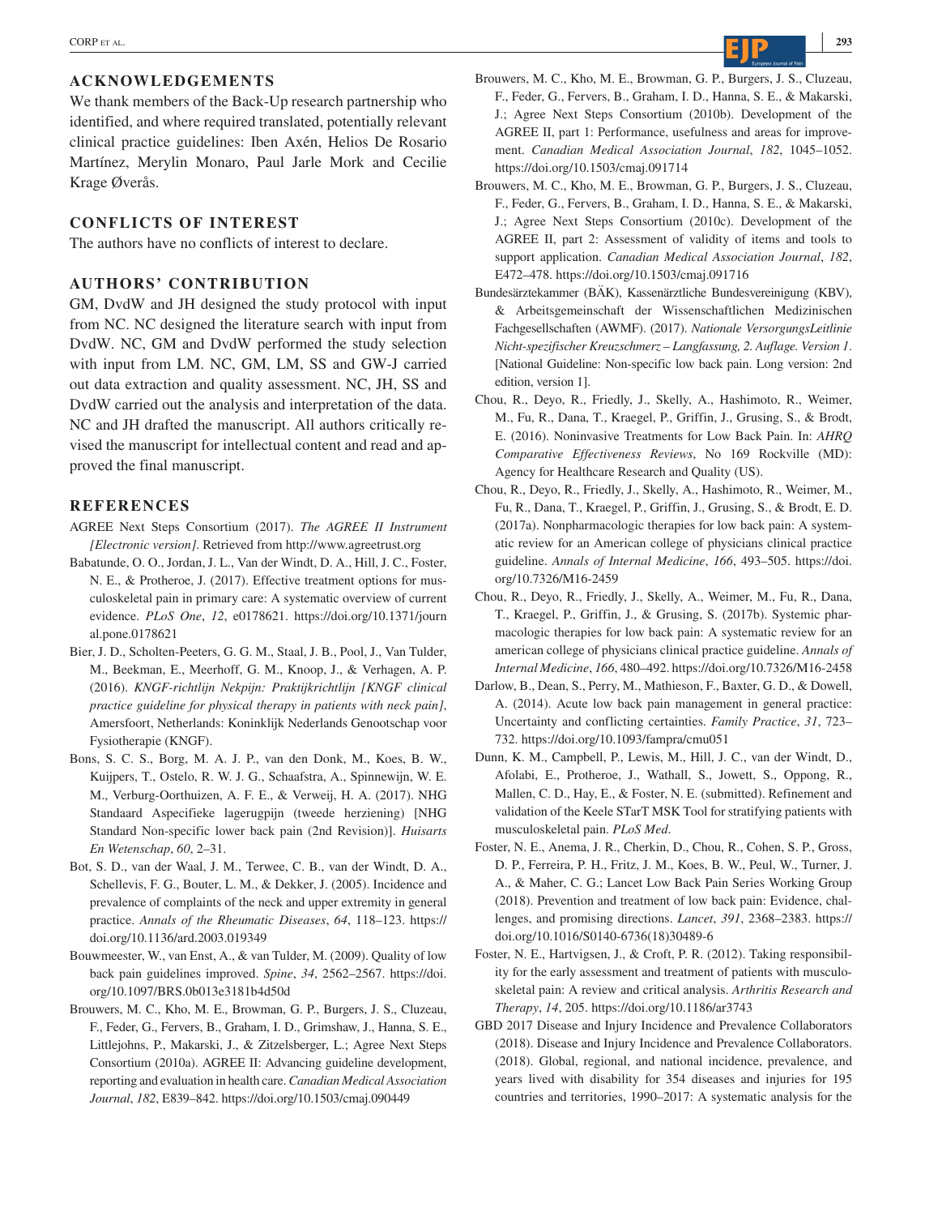## ACKNOWLEDGEMENTS

We thank members of the Back-Up research partnership who identified, and where required translated, potentially relevant clinical practice guidelines: Iben Axén, Helios De Rosario Martínez, Merylin Monaro, Paul Jarle Mork and Cecilie Krage Øverås.

## CONFLICTS OF INTEREST

The authors have no conflicts of interest to declare.

## AUTHORS' CONTRIBUTION

GM, DvdW and JH designed the study protocol with input from NC. NC designed the literature search with input from DvdW. NC, GM and DvdW performed the study selection with input from LM. NC, GM, LM, SS and GW-J carried out data extraction and quality assessment. NC, JH, SS and DvdW carried out the analysis and interpretation of the data. NC and JH drafted the manuscript. All authors critically revised the manuscript for intellectual content and read and approved the final manuscript.

## REFERENCES

AGREE Next Steps Consortium (2017). *The AGREE II Instrument [Electronic version]*. Retrieved from http://www.agreetrust.org

Babatunde, O. O., Jordan, J. L., Van der Windt, D. A., Hill, J. C., Foster, N. E., & Protheroe, J. (2017). Effective treatment options for musculoskeletal pain in primary care: A systematic overview of current evidence. *PLoS One*, *12*, e0178621. https://doi.org/10.1371/journal.pone.0178621

Bier, J. D., Scholten-Peeters, G. G. M., Staal, J. B., Pool, J., Van Tulder, M., Beekman, E., Meerhoff, G. M., Knoop, J., & Verhagen, A. P. (2016). *KNGF-richtlijn Nekpijn: Praktijkrichtlijn [KNGF clinical practice guideline for physical therapy in patients with neck pain]*, Amersfoort, Netherlands: Koninklijk Nederlands Genootschap voor Fysiotherapie (KNGF).

Bons, S. C. S., Borg, M. A. J. P., van den Donk, M., Koes, B. W., Kuijpers, T., Ostelo, R. W. J. G., Schaafstra, A., Spinnewijn, W. E. M., Verburg-Oorthuizen, A. F. E., & Verweij, H. A. (2017). NHG Standaard Aspecifieke lagerugpijn (tweede herziening) [NHG Standard Non-specific lower back pain (2nd Revision)]. *Huisarts En Wetenschap*, *60*, 2–31.

Bot, S. D., van der Waal, J. M., Terwee, C. B., van der Windt, D. A., Schellevis, F. G., Bouter, L. M., & Dekker, J. (2005). Incidence and prevalence of complaints of the neck and upper extremity in general practice. *Annals of the Rheumatic Diseases*, *64*, 118–123. https://doi.org/10.1136/ard.2003.019349

Bouwmeester, W., van Enst, A., & van Tulder, M. (2009). Quality of low back pain guidelines improved. *Spine*, *34*, 2562–2567. https://doi.org/10.1097/BRS.0b013e3181b4d50d

Brouwers, M. C., Kho, M. E., Browman, G. P., Burgers, J. S., Cluzeau, F., Feder, G., Fervers, B., Graham, I. D., Grimshaw, J., Hanna, S. E., Littlejohns, P., Makarski, J., & Zitzelsberger, L.; Agree Next Steps Consortium (2010a). AGREE II: Advancing guideline development, reporting and evaluation in health care. *Canadian Medical Association Journal*, *182*, E839–842. https://doi.org/10.1503/cmaj.090449

Brouwers, M. C., Kho, M. E., Browman, G. P., Burgers, J. S., Cluzeau, F., Feder, G., Fervers, B., Graham, I. D., Hanna, S. E., & Makarski, J.; Agree Next Steps Consortium (2010b). Development of the AGREE II, part 1: Performance, usefulness and areas for improvement. *Canadian Medical Association Journal*, *182*, 1045–1052. https://doi.org/10.1503/cmaj.091714

Brouwers, M. C., Kho, M. E., Browman, G. P., Burgers, J. S., Cluzeau, F., Feder, G., Fervers, B., Graham, I. D., Hanna, S. E., & Makarski, J.; Agree Next Steps Consortium (2010c). Development of the AGREE II, part 2: Assessment of validity of items and tools to support application. *Canadian Medical Association Journal*, *182*, E472–478. https://doi.org/10.1503/cmaj.091716

Bundesärztekammer (BÄK), Kassenärztliche Bundesvereinigung (KBV), & Arbeitsgemeinschaft der Wissenschaftlichen Medizinischen Fachgesellschaften (AWMF). (2017). *Nationale VersorgungsLeitlinie Nicht-spezifischer Kreuzschmerz – Langfassung, 2. Auflage. Version 1*. [National Guideline: Non-specific low back pain. Long version: 2nd edition, version 1].

Chou, R., Deyo, R., Friedly, J., Skelly, A., Hashimoto, R., Weimer, M., Fu, R., Dana, T., Kraegel, P., Griffin, J., Grusing, S., & Brodt, E. (2016). Noninvasive Treatments for Low Back Pain. In: *AHRQ Comparative Effectiveness Reviews*, No 169 Rockville (MD): Agency for Healthcare Research and Quality (US).

Chou, R., Deyo, R., Friedly, J., Skelly, A., Hashimoto, R., Weimer, M., Fu, R., Dana, T., Kraegel, P., Griffin, J., Grusing, S., & Brodt, E. D. (2017a). Nonpharmacologic therapies for low back pain: A systematic review for an American college of physicians clinical practice guideline. *Annals of Internal Medicine*, *166*, 493–505. https://doi.org/10.7326/M16-2459

Chou, R., Deyo, R., Friedly, J., Skelly, A., Weimer, M., Fu, R., Dana, T., Kraegel, P., Griffin, J., & Grusing, S. (2017b). Systemic pharmacologic therapies for low back pain: A systematic review for an american college of physicians clinical practice guideline. *Annals of Internal Medicine*, *166*, 480–492. https://doi.org/10.7326/M16-2458

Darlow, B., Dean, S., Perry, M., Mathieson, F., Baxter, G. D., & Dowell, A. (2014). Acute low back pain management in general practice: Uncertainty and conflicting certainties. *Family Practice*, *31*, 723–732. https://doi.org/10.1093/fampra/cmu051

Dunn, K. M., Campbell, P., Lewis, M., Hill, J. C., van der Windt, D., Afolabi, E., Protheroe, J., Wathall, S., Jowett, S., Oppong, R., Mallen, C. D., Hay, E., & Foster, N. E. (submitted). Refinement and validation of the Keele STarT MSK Tool for stratifying patients with musculoskeletal pain. *PLoS Med*.

Foster, N. E., Anema, J. R., Cherkin, D., Chou, R., Cohen, S. P., Gross, D. P., Ferreira, P. H., Fritz, J. M., Koes, B. W., Peul, W., Turner, J. A., & Maher, C. G.; Lancet Low Back Pain Series Working Group (2018). Prevention and treatment of low back pain: Evidence, challenges, and promising directions. *Lancet*, *391*, 2368–2383. https://doi.org/10.1016/S0140-6736(18)30489-6

Foster, N. E., Hartvigsen, J., & Croft, P. R. (2012). Taking responsibility for the early assessment and treatment of patients with musculoskeletal pain: A review and critical analysis. *Arthritis Research and Therapy*, *14*, 205. https://doi.org/10.1186/ar3743

GBD 2017 Disease and Injury Incidence and Prevalence Collaborators (2018). Disease and Injury Incidence and Prevalence Collaborators. (2018). Global, regional, and national incidence, prevalence, and years lived with disability for 354 diseases and injuries for 195 countries and territories, 1990–2017: A systematic analysis for the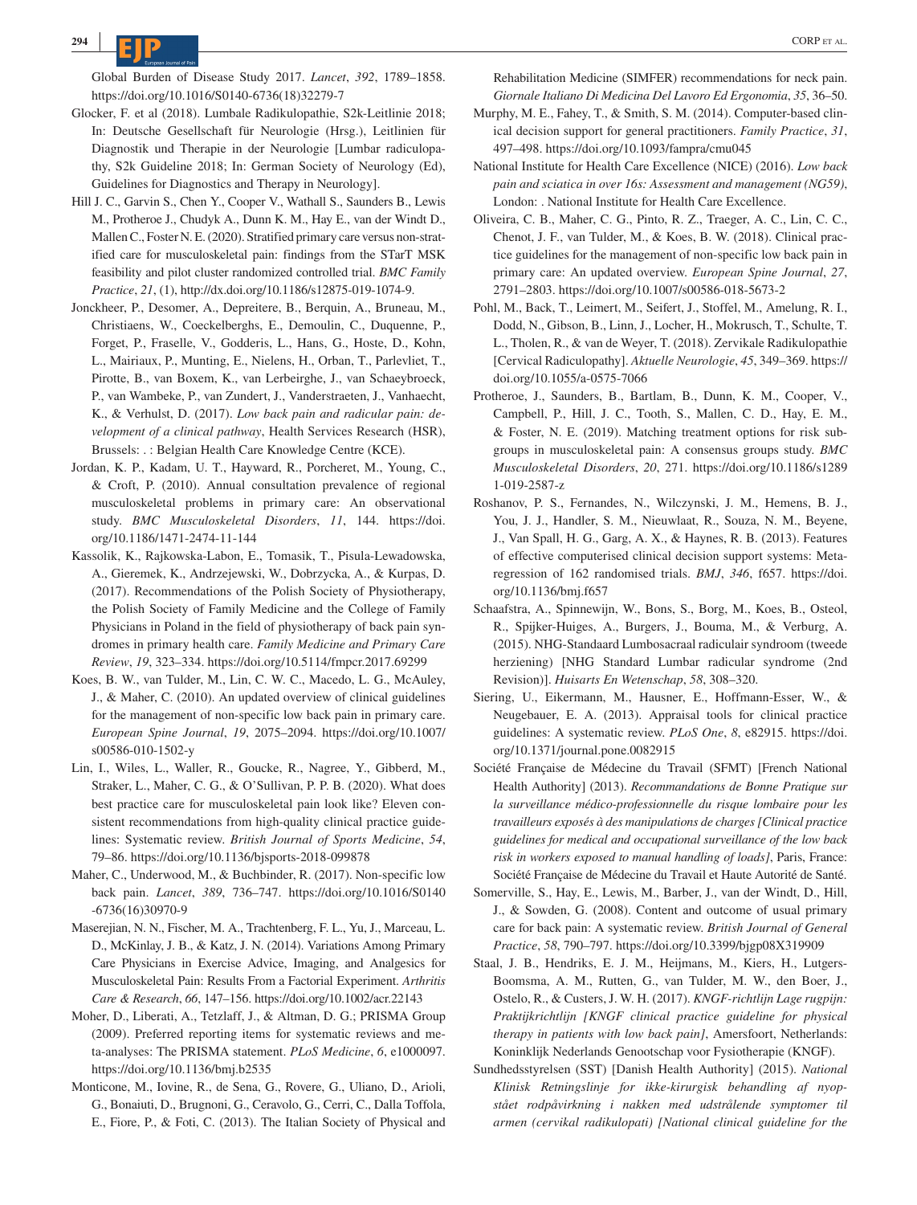Global Burden of Disease Study 2017. *Lancet*, *392*, 1789–1858. https://doi.org/10.1016/S0140-6736(18)32279-7

Glocker, F. et al (2018). Lumbale Radikulopathie, S2k-Leitlinie 2018; In: Deutsche Gesellschaft für Neurologie (Hrsg.), Leitlinien für Diagnostik und Therapie in der Neurologie [Lumbar radiculopathy, S2k Guideline 2018; In: German Society of Neurology (Ed), Guidelines for Diagnostics and Therapy in Neurology].

Hill J. C., Garvin S., Chen Y., Cooper V., Wathall S., Saunders B., Lewis M., Protheroe J., Chudyk A., Dunn K. M., Hay E., van der Windt D., Mallen C., Foster N. E. (2020). Stratified primary care versus non-stratified care for musculoskeletal pain: findings from the STarT MSK feasibility and pilot cluster randomized controlled trial. *BMC Family Practice*, *21*, (1), http://dx.doi.org/10.1186/s12875-019-1074-9.

Jonckheer, P., Desomer, A., Depreitere, B., Berquin, A., Bruneau, M., Christiaens, W., Coeckelberghs, E., Demoulin, C., Duquenne, P., Forget, P., Fraselle, V., Godderis, L., Hans, G., Hoste, D., Kohn, L., Mairiaux, P., Munting, E., Nielens, H., Orban, T., Parlevliet, T., Pirotte, B., van Boxem, K., van Lerbeirghe, J., van Schaeybroeck, P., van Wambeke, P., van Zundert, J., Vanderstraeten, J., Vanhaecht, K., & Verhulst, D. (2017). *Low back pain and radicular pain: development of a clinical pathway*, Health Services Research (HSR), Brussels: . : Belgian Health Care Knowledge Centre (KCE).

Jordan, K. P., Kadam, U. T., Hayward, R., Porcheret, M., Young, C., & Croft, P. (2010). Annual consultation prevalence of regional musculoskeletal problems in primary care: An observational study. *BMC Musculoskeletal Disorders*, *11*, 144. https://doi.org/10.1186/1471-2474-11-144

Kassolik, K., Rajkowska-Labon, E., Tomasik, T., Pisula-Lewadowska, A., Gieremek, K., Andrzejewski, W., Dobrzycka, A., & Kurpas, D. (2017). Recommendations of the Polish Society of Physiotherapy, the Polish Society of Family Medicine and the College of Family Physicians in Poland in the field of physiotherapy of back pain syndromes in primary health care. *Family Medicine and Primary Care Review*, *19*, 323–334. https://doi.org/10.5114/fmpcr.2017.69299

Koes, B. W., van Tulder, M., Lin, C. W. C., Macedo, L. G., McAuley, J., & Maher, C. (2010). An updated overview of clinical guidelines for the management of non-specific low back pain in primary care. *European Spine Journal*, *19*, 2075–2094. https://doi.org/10.1007/s00586-010-1502-y

Lin, I., Wiles, L., Waller, R., Goucke, R., Nagree, Y., Gibberd, M., Straker, L., Maher, C. G., & O'Sullivan, P. P. B. (2020). What does best practice care for musculoskeletal pain look like? Eleven consistent recommendations from high-quality clinical practice guidelines: Systematic review. *British Journal of Sports Medicine*, *54*, 79–86. https://doi.org/10.1136/bjsports-2018-099878

Maher, C., Underwood, M., & Buchbinder, R. (2017). Non-specific low back pain. *Lancet*, *389*, 736–747. https://doi.org/10.1016/S0140-6736(16)30970-9

Maserejian, N. N., Fischer, M. A., Trachtenberg, F. L., Yu, J., Marceau, L. D., McKinlay, J. B., & Katz, J. N. (2014). Variations Among Primary Care Physicians in Exercise Advice, Imaging, and Analgesics for Musculoskeletal Pain: Results From a Factorial Experiment. *Arthritis Care & Research*, *66*, 147–156. https://doi.org/10.1002/acr.22143

Moher, D., Liberati, A., Tetzlaff, J., & Altman, D. G.; PRISMA Group (2009). Preferred reporting items for systematic reviews and meta-analyses: The PRISMA statement. *PLoS Medicine*, *6*, e1000097. https://doi.org/10.1136/bmj.b2535

Monticone, M., Iovine, R., de Sena, G., Rovere, G., Uliano, D., Arioli, G., Bonaiuti, D., Brugnoni, G., Ceravolo, G., Cerri, C., Dalla Toffola, E., Fiore, P., & Foti, C. (2013). The Italian Society of Physical and Rehabilitation Medicine (SIMFER) recommendations for neck pain. *Giornale Italiano Di Medicina Del Lavoro Ed Ergonomia*, *35*, 36–50.

Murphy, M. E., Fahey, T., & Smith, S. M. (2014). Computer-based clinical decision support for general practitioners. *Family Practice*, *31*, 497–498. https://doi.org/10.1093/fampra/cmu045

National Institute for Health Care Excellence (NICE) (2016). *Low back pain and sciatica in over 16s: Assessment and management (NG59)*, London: . National Institute for Health Care Excellence.

Oliveira, C. B., Maher, C. G., Pinto, R. Z., Traeger, A. C., Lin, C. C., Chenot, J. F., van Tulder, M., & Koes, B. W. (2018). Clinical practice guidelines for the management of non-specific low back pain in primary care: An updated overview. *European Spine Journal*, *27*, 2791–2803. https://doi.org/10.1007/s00586-018-5673-2

Pohl, M., Back, T., Leimert, M., Seifert, J., Stoffel, M., Amelung, R. I., Dodd, N., Gibson, B., Linn, J., Locher, H., Mokrusch, T., Schulte, T. L., Tholen, R., & van de Weyer, T. (2018). Zervikale Radikulopathie [Cervical Radiculopathy]. *Aktuelle Neurologie*, *45*, 349–369. https://doi.org/10.1055/a-0575-7066

Protheroe, J., Saunders, B., Bartlam, B., Dunn, K. M., Cooper, V., Campbell, P., Hill, J. C., Tooth, S., Mallen, C. D., Hay, E. M., & Foster, N. E. (2019). Matching treatment options for risk subgroups in musculoskeletal pain: A consensus groups study. *BMC Musculoskeletal Disorders*, *20*, 271. https://doi.org/10.1186/s12891-019-2587-z

Roshanov, P. S., Fernandes, N., Wilczynski, J. M., Hemens, B. J., You, J. J., Handler, S. M., Nieuwlaat, R., Souza, N. M., Beyene, J., Van Spall, H. G., Garg, A. X., & Haynes, R. B. (2013). Features of effective computerised clinical decision support systems: Meta-regression of 162 randomised trials. *BMJ*, *346*, f657. https://doi.org/10.1136/bmj.f657

Schaafstra, A., Spinnewijn, W., Bons, S., Borg, M., Koes, B., Osteol, R., Spijker-Huiges, A., Burgers, J., Bouma, M., & Verburg, A. (2015). NHG-Standaard Lumbosacraal radiculair syndroom (tweede herziening) [NHG Standard Lumbar radicular syndrome (2nd Revision)]. *Huisarts En Wetenschap*, *58*, 308–320.

Siering, U., Eikermann, M., Hausner, E., Hoffmann-Esser, W., & Neugebauer, E. A. (2013). Appraisal tools for clinical practice guidelines: A systematic review. *PLoS One*, *8*, e82915. https://doi.org/10.1371/journal.pone.0082915

Société Française de Médecine du Travail (SFMT) [French National Health Authority] (2013). *Recommandations de Bonne Pratique sur la surveillance médico-professionnelle du risque lombaire pour les travailleurs exposés à des manipulations de charges [Clinical practice guidelines for medical and occupational surveillance of the low back risk in workers exposed to manual handling of loads]*, Paris, France: Société Française de Médecine du Travail et Haute Autorité de Santé.

Somerville, S., Hay, E., Lewis, M., Barber, J., van der Windt, D., Hill, J., & Sowden, G. (2008). Content and outcome of usual primary care for back pain: A systematic review. *British Journal of General Practice*, *58*, 790–797. https://doi.org/10.3399/bjgp08X319909

Staal, J. B., Hendriks, E. J. M., Heijmans, M., Kiers, H., Lutgers-Boomsma, A. M., Rutten, G., van Tulder, M. W., den Boer, J., Ostelo, R., & Custers, J. W. H. (2017). *KNGF-richtlijn Lage rugpijn: Praktijkrichtlijn [KNGF clinical practice guideline for physical therapy in patients with low back pain]*, Amersfoort, Netherlands: Koninklijk Nederlands Genootschap voor Fysiotherapie (KNGF).

Sundhedsstyrelsen (SST) [Danish Health Authority] (2015). *National Klinisk Retningslinje for ikke-kirurgisk behandling af nyopstået rodpåvirkning i nakken med udstrålende symptomer til armen (cervikal radikulopati) [National clinical guideline for the*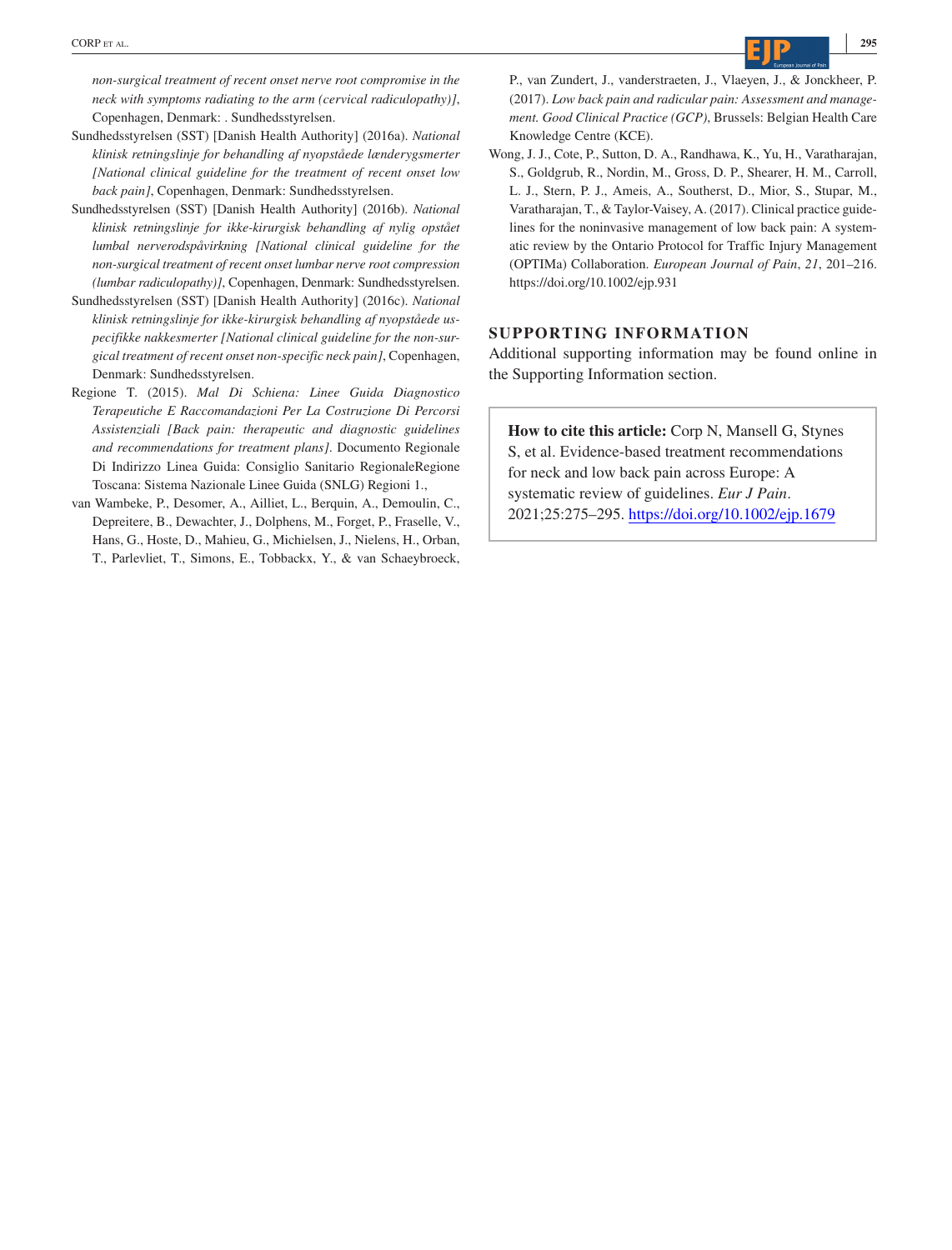*non-surgical treatment of recent onset nerve root compromise in the neck with symptoms radiating to the arm (cervical radiculopathy)]*, Copenhagen, Denmark: . Sundhedsstyrelsen.

Sundhedsstyrelsen (SST) [Danish Health Authority] (2016a). *National klinisk retningslinje for behandling af nyopståede lænderygsmerter [National clinical guideline for the treatment of recent onset low back pain]*, Copenhagen, Denmark: Sundhedsstyrelsen.

Sundhedsstyrelsen (SST) [Danish Health Authority] (2016b). *National klinisk retningslinje for ikke-kirurgisk behandling af nylig opstået lumbal nerverodspåvirkning [National clinical guideline for the non-surgical treatment of recent onset lumbar nerve root compression (lumbar radiculopathy)]*, Copenhagen, Denmark: Sundhedsstyrelsen.

Sundhedsstyrelsen (SST) [Danish Health Authority] (2016c). *National klinisk retningslinje for ikke-kirurgisk behandling af nyopståede uspecifikke nakkesmerter [National clinical guideline for the non-surgical treatment of recent onset non-specific neck pain]*, Copenhagen, Denmark: Sundhedsstyrelsen.

Regione T. (2015). *Mal Di Schiena: Linee Guida Diagnostico Terapeutiche E Raccomandazioni Per La Costruzione Di Percorsi Assistenziali [Back pain: therapeutic and diagnostic guidelines and recommendations for treatment plans]*. Documento Regionale Di Indirizzo Linea Guida: Consiglio Sanitario RegionaleRegione Toscana: Sistema Nazionale Linee Guida (SNLG) Regioni 1.,

van Wambeke, P., Desomer, A., Ailliet, L., Berquin, A., Demoulin, C., Depreitere, B., Dewachter, J., Dolphens, M., Forget, P., Fraselle, V., Hans, G., Hoste, D., Mahieu, G., Michielsen, J., Nielens, H., Orban, T., Parlevliet, T., Simons, E., Tobbackx, Y., & van Schaeybroeck, P., van Zundert, J., vanderstraeten, J., Vlaeyen, J., & Jonckheer, P. (2017). *Low back pain and radicular pain: Assessment and management. Good Clinical Practice (GCP)*, Brussels: Belgian Health Care Knowledge Centre (KCE).

Wong, J. J., Cote, P., Sutton, D. A., Randhawa, K., Yu, H., Varatharajan, S., Goldgrub, R., Nordin, M., Gross, D. P., Shearer, H. M., Carroll, L. J., Stern, P. J., Ameis, A., Southerst, D., Mior, S., Stupar, M., Varatharajan, T., & Taylor-Vaisey, A. (2017). Clinical practice guidelines for the noninvasive management of low back pain: A systematic review by the Ontario Protocol for Traffic Injury Management (OPTIMa) Collaboration. *European Journal of Pain*, *21*, 201–216. https://doi.org/10.1002/ejp.931

## SUPPORTING INFORMATION

Additional supporting information may be found online in the Supporting Information section.

**How to cite this article:** Corp N, Mansell G, Stynes S, et al. Evidence-based treatment recommendations for neck and low back pain across Europe: A systematic review of guidelines. *Eur J Pain*. 2021;25:275–295. https://doi.org/10.1002/ejp.1679